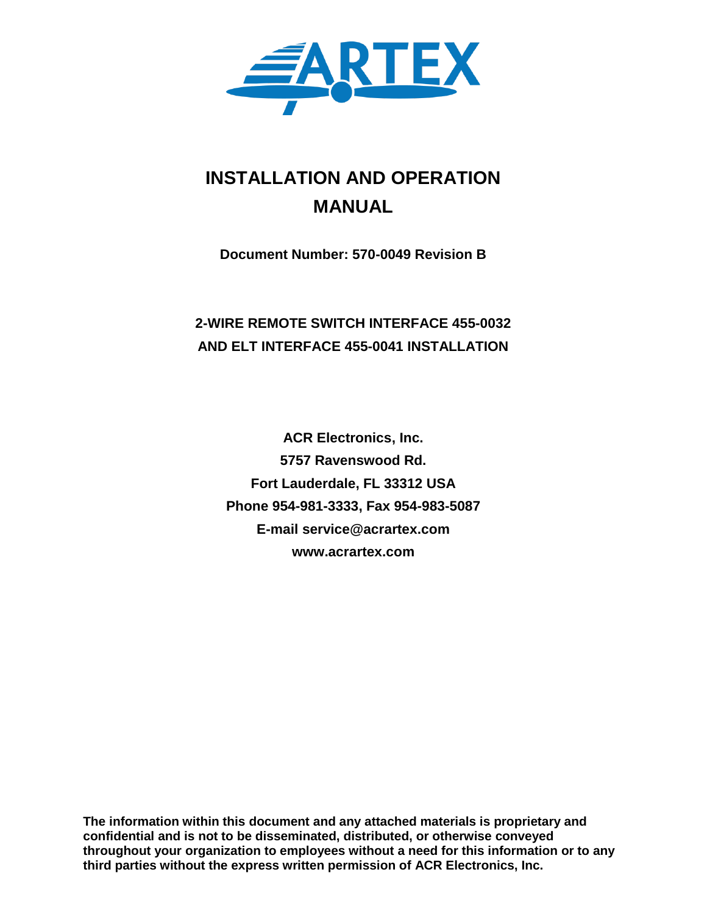ARTEX

# INSTALLATION AND OPERATION MANUAL

**Document Number: 570-0049 Revision B**

## 2-WIRE REMOTE SWITCH INTERFACE 455-0032 AND ELT INTERFACE 455-0041 INSTALLATION

**ACR Electronics, Inc.**
**5757 Ravenswood Rd.**
**Fort Lauderdale, FL 33312 USA**
**Phone 954-981-3333, Fax 954-983-5087**
**E-mail service@acrartex.com**
**www.acrartex.com**

**The information within this document and any attached materials is proprietary and confidential and is not to be disseminated, distributed, or otherwise conveyed throughout your organization to employees without a need for this information or to any third parties without the express written permission of ACR Electronics, Inc.**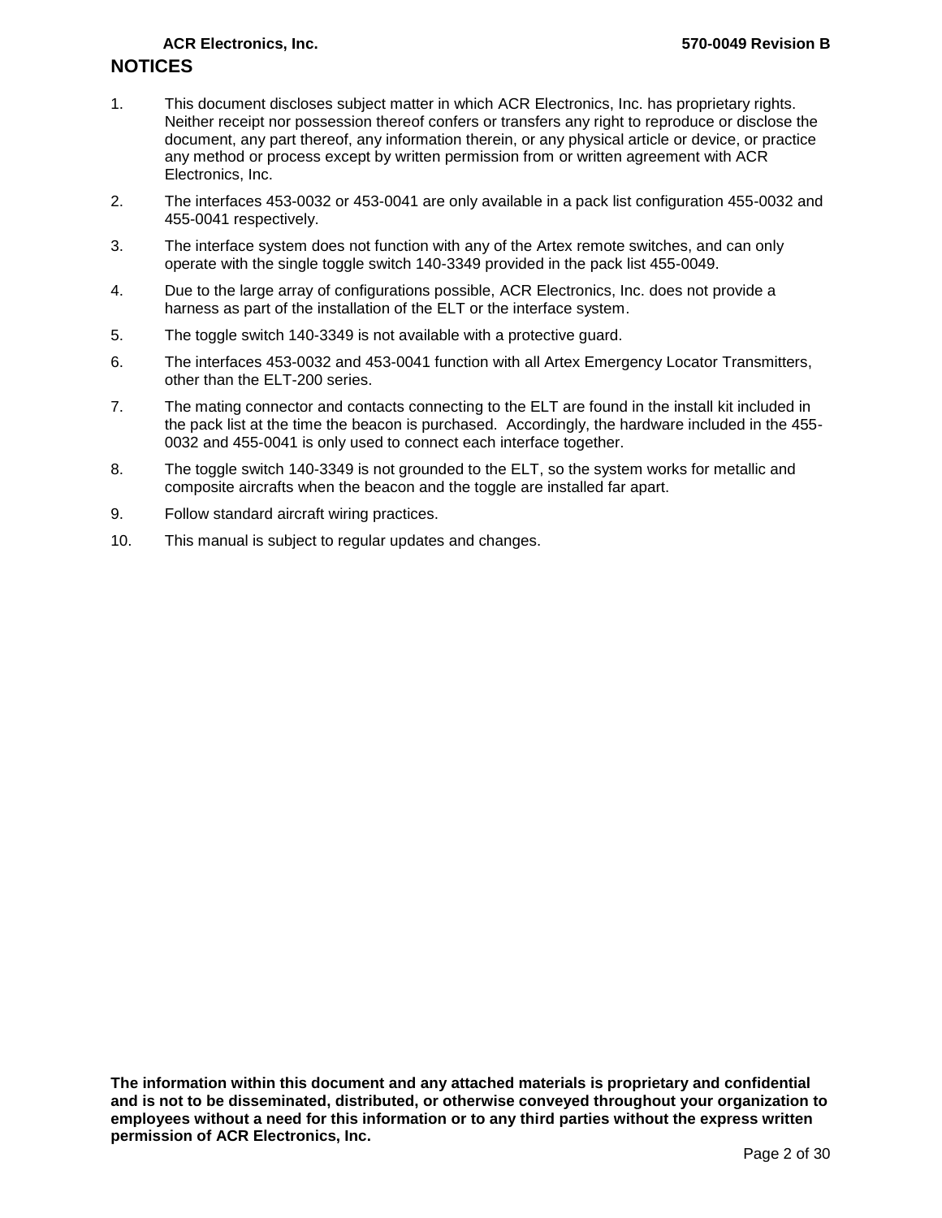# NOTICES

1. This document discloses subject matter in which ACR Electronics, Inc. has proprietary rights. Neither receipt nor possession thereof confers or transfers any right to reproduce or disclose the document, any part thereof, any information therein, or any physical article or device, or practice any method or process except by written permission from or written agreement with ACR Electronics, Inc.
2. The interfaces 453-0032 or 453-0041 are only available in a pack list configuration 455-0032 and 455-0041 respectively.
3. The interface system does not function with any of the Artex remote switches, and can only operate with the single toggle switch 140-3349 provided in the pack list 455-0049.
4. Due to the large array of configurations possible, ACR Electronics, Inc. does not provide a harness as part of the installation of the ELT or the interface system.
5. The toggle switch 140-3349 is not available with a protective guard.
6. The interfaces 453-0032 and 453-0041 function with all Artex Emergency Locator Transmitters, other than the ELT-200 series.
7. The mating connector and contacts connecting to the ELT are found in the install kit included in the pack list at the time the beacon is purchased. Accordingly, the hardware included in the 455-0032 and 455-0041 is only used to connect each interface together.
8. The toggle switch 140-3349 is not grounded to the ELT, so the system works for metallic and composite aircrafts when the beacon and the toggle are installed far apart.
9. Follow standard aircraft wiring practices.
10. This manual is subject to regular updates and changes.

**The information within this document and any attached materials is proprietary and confidential and is not to be disseminated, distributed, or otherwise conveyed throughout your organization to employees without a need for this information or to any third parties without the express written permission of ACR Electronics, Inc.**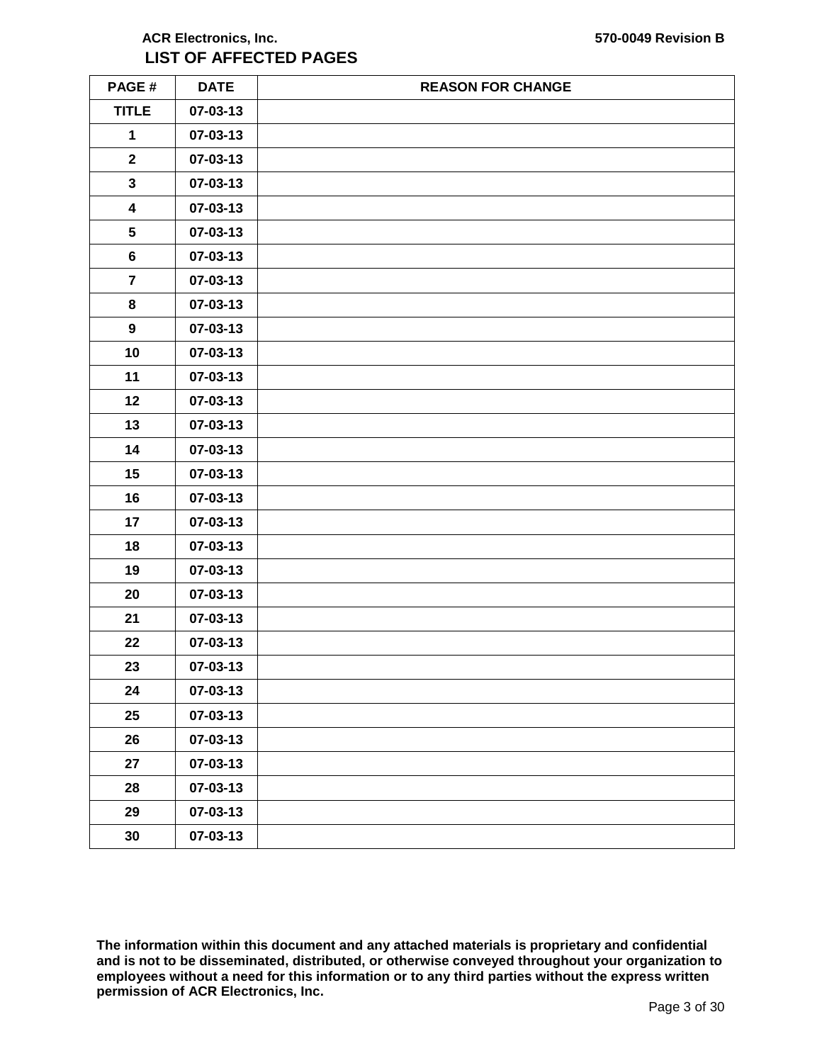# LIST OF AFFECTED PAGES

| PAGE # | DATE | REASON FOR CHANGE |
|---|---|---|
| TITLE | 07-03-13 | |
| 1 | 07-03-13 | |
| 2 | 07-03-13 | |
| 3 | 07-03-13 | |
| 4 | 07-03-13 | |
| 5 | 07-03-13 | |
| 6 | 07-03-13 | |
| 7 | 07-03-13 | |
| 8 | 07-03-13 | |
| 9 | 07-03-13 | |
| 10 | 07-03-13 | |
| 11 | 07-03-13 | |
| 12 | 07-03-13 | |
| 13 | 07-03-13 | |
| 14 | 07-03-13 | |
| 15 | 07-03-13 | |
| 16 | 07-03-13 | |
| 17 | 07-03-13 | |
| 18 | 07-03-13 | |
| 19 | 07-03-13 | |
| 20 | 07-03-13 | |
| 21 | 07-03-13 | |
| 22 | 07-03-13 | |
| 23 | 07-03-13 | |
| 24 | 07-03-13 | |
| 25 | 07-03-13 | |
| 26 | 07-03-13 | |
| 27 | 07-03-13 | |
| 28 | 07-03-13 | |
| 29 | 07-03-13 | |
| 30 | 07-03-13 | |

**The information within this document and any attached materials is proprietary and confidential and is not to be disseminated, distributed, or otherwise conveyed throughout your organization to employees without a need for this information or to any third parties without the express written permission of ACR Electronics, Inc.**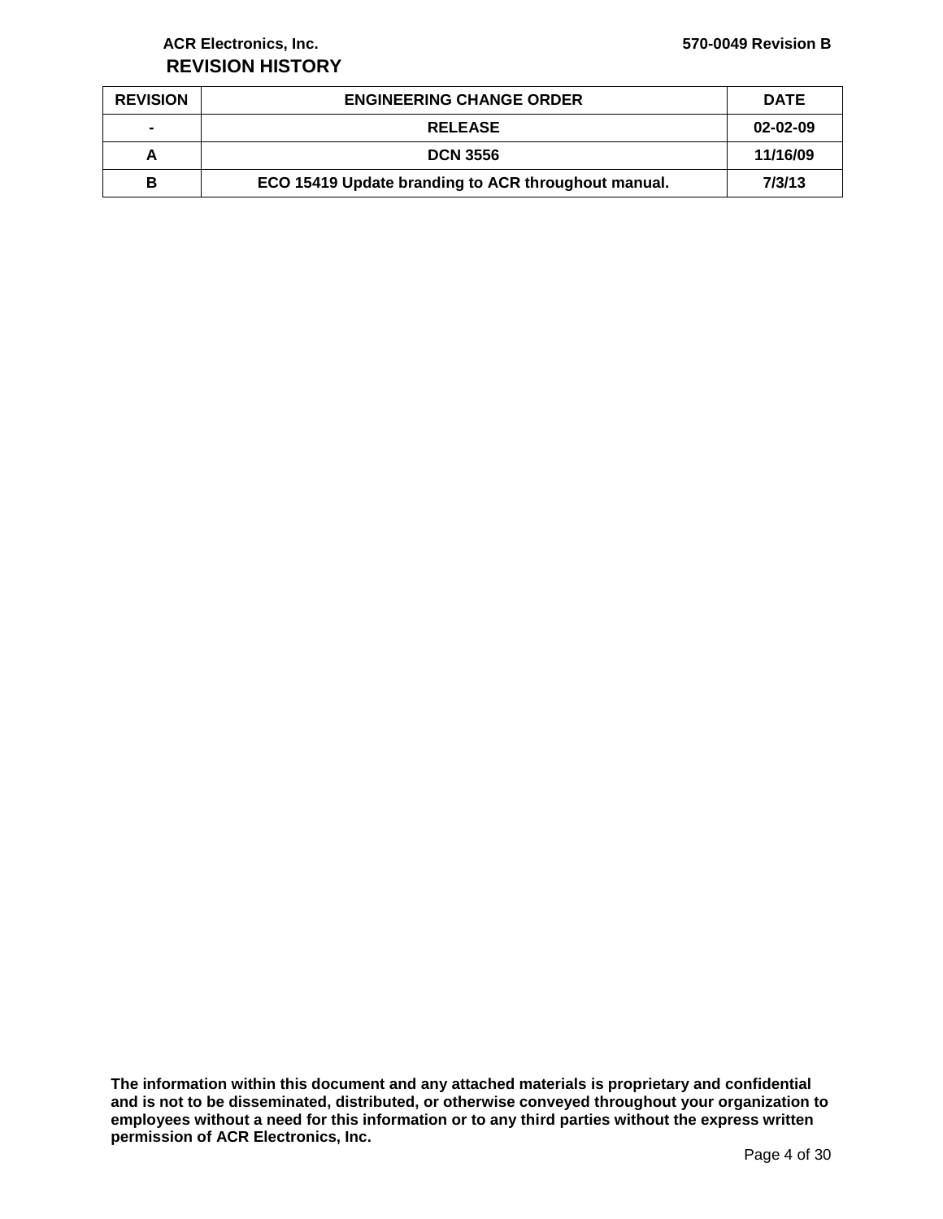# REVISION HISTORY

| REVISION | ENGINEERING CHANGE ORDER | DATE |
|---|---|---|
| - | RELEASE | 02-02-09 |
| A | DCN 3556 | 11/16/09 |
| B | ECO 15419 Update branding to ACR throughout manual. | 7/3/13 |

**The information within this document and any attached materials is proprietary and confidential and is not to be disseminated, distributed, or otherwise conveyed throughout your organization to employees without a need for this information or to any third parties without the express written permission of ACR Electronics, Inc.**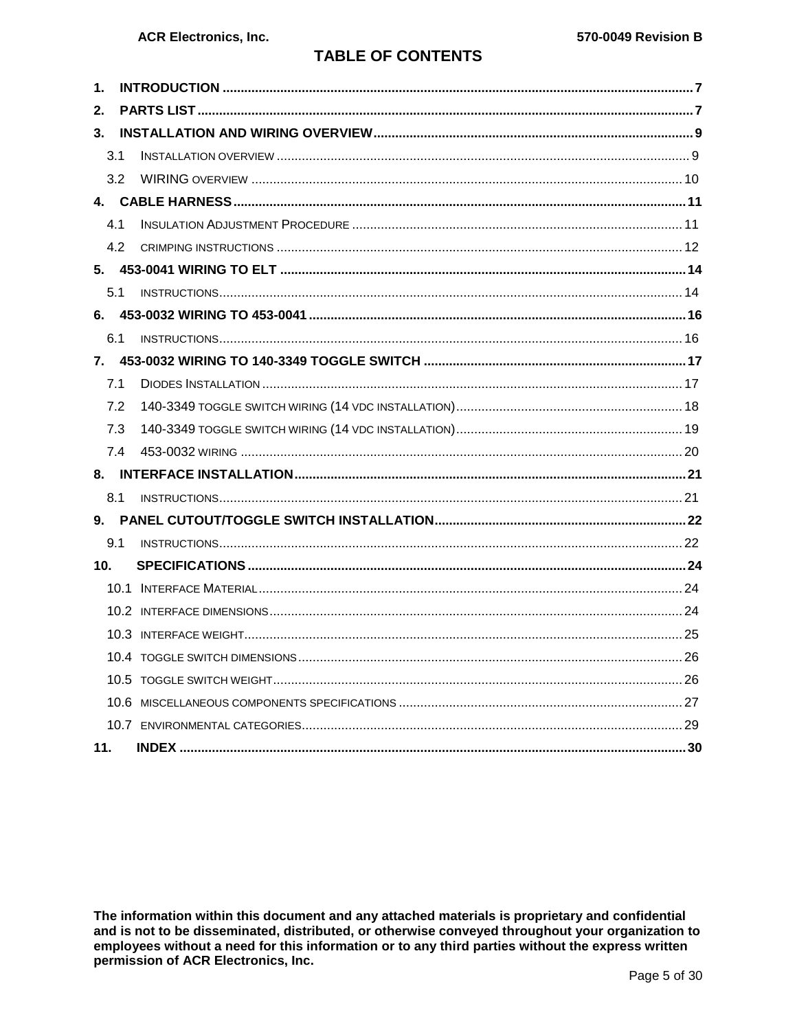# TABLE OF CONTENTS

**1. INTRODUCTION** .......... **7**

**2. PARTS LIST** .......... **7**

**3. INSTALLATION AND WIRING OVERVIEW** .......... **9**

- 3.1 INSTALLATION OVERVIEW .......... 9
- 3.2 WIRING OVERVIEW .......... 10

**4. CABLE HARNESS** .......... **11**

- 4.1 INSULATION ADJUSTMENT PROCEDURE .......... 11
- 4.2 CRIMPING INSTRUCTIONS .......... 12

**5. 453-0041 WIRING TO ELT** .......... **14**

- 5.1 INSTRUCTIONS .......... 14

**6. 453-0032 WIRING TO 453-0041** .......... **16**

- 6.1 INSTRUCTIONS .......... 16

**7. 453-0032 WIRING TO 140-3349 TOGGLE SWITCH** .......... **17**

- 7.1 DIODES INSTALLATION .......... 17
- 7.2 140-3349 TOGGLE SWITCH WIRING (14 VDC INSTALLATION) .......... 18
- 7.3 140-3349 TOGGLE SWITCH WIRING (14 VDC INSTALLATION) .......... 19
- 7.4 453-0032 WIRING .......... 20

**8. INTERFACE INSTALLATION** .......... **21**

- 8.1 INSTRUCTIONS .......... 21

**9. PANEL CUTOUT/TOGGLE SWITCH INSTALLATION** .......... **22**

- 9.1 INSTRUCTIONS .......... 22

**10. SPECIFICATIONS** .......... **24**

- 10.1 INTERFACE MATERIAL .......... 24
- 10.2 INTERFACE DIMENSIONS .......... 24
- 10.3 INTERFACE WEIGHT .......... 25
- 10.4 TOGGLE SWITCH DIMENSIONS .......... 26
- 10.5 TOGGLE SWITCH WEIGHT .......... 26
- 10.6 MISCELLANEOUS COMPONENTS SPECIFICATIONS .......... 27
- 10.7 ENVIRONMENTAL CATEGORIES .......... 29

**11. INDEX** .......... **30**

**The information within this document and any attached materials is proprietary and confidential and is not to be disseminated, distributed, or otherwise conveyed throughout your organization to employees without a need for this information or to any third parties without the express written permission of ACR Electronics, Inc.**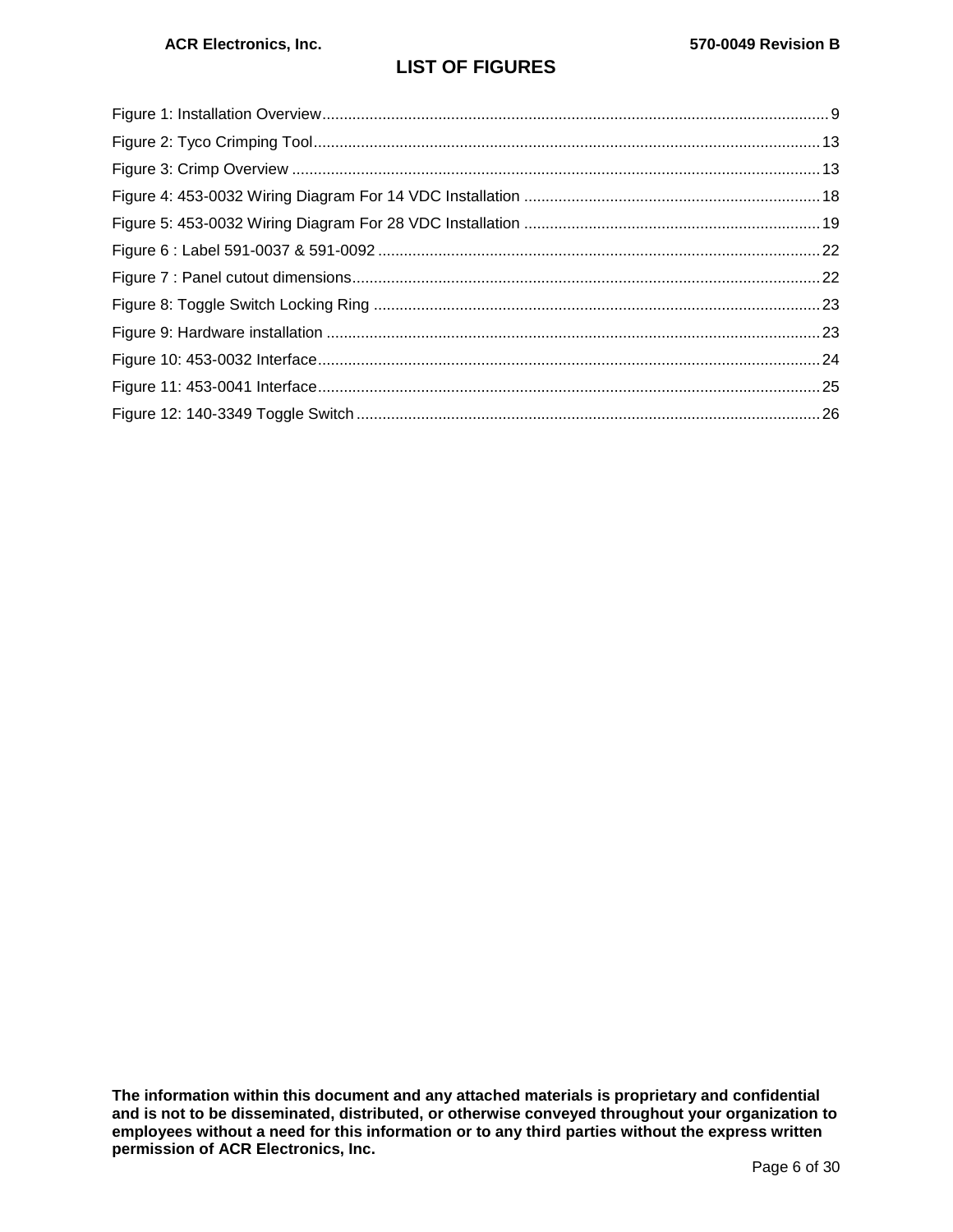# LIST OF FIGURES

Figure 1: Installation Overview ..... 9
Figure 2: Tyco Crimping Tool ..... 13
Figure 3: Crimp Overview ..... 13
Figure 4: 453-0032 Wiring Diagram For 14 VDC Installation ..... 18
Figure 5: 453-0032 Wiring Diagram For 28 VDC Installation ..... 19
Figure 6 : Label 591-0037 & 591-0092 ..... 22
Figure 7 : Panel cutout dimensions ..... 22
Figure 8: Toggle Switch Locking Ring ..... 23
Figure 9: Hardware installation ..... 23
Figure 10: 453-0032 Interface ..... 24
Figure 11: 453-0041 Interface ..... 25
Figure 12: 140-3349 Toggle Switch ..... 26

**The information within this document and any attached materials is proprietary and confidential and is not to be disseminated, distributed, or otherwise conveyed throughout your organization to employees without a need for this information or to any third parties without the express written permission of ACR Electronics, Inc.**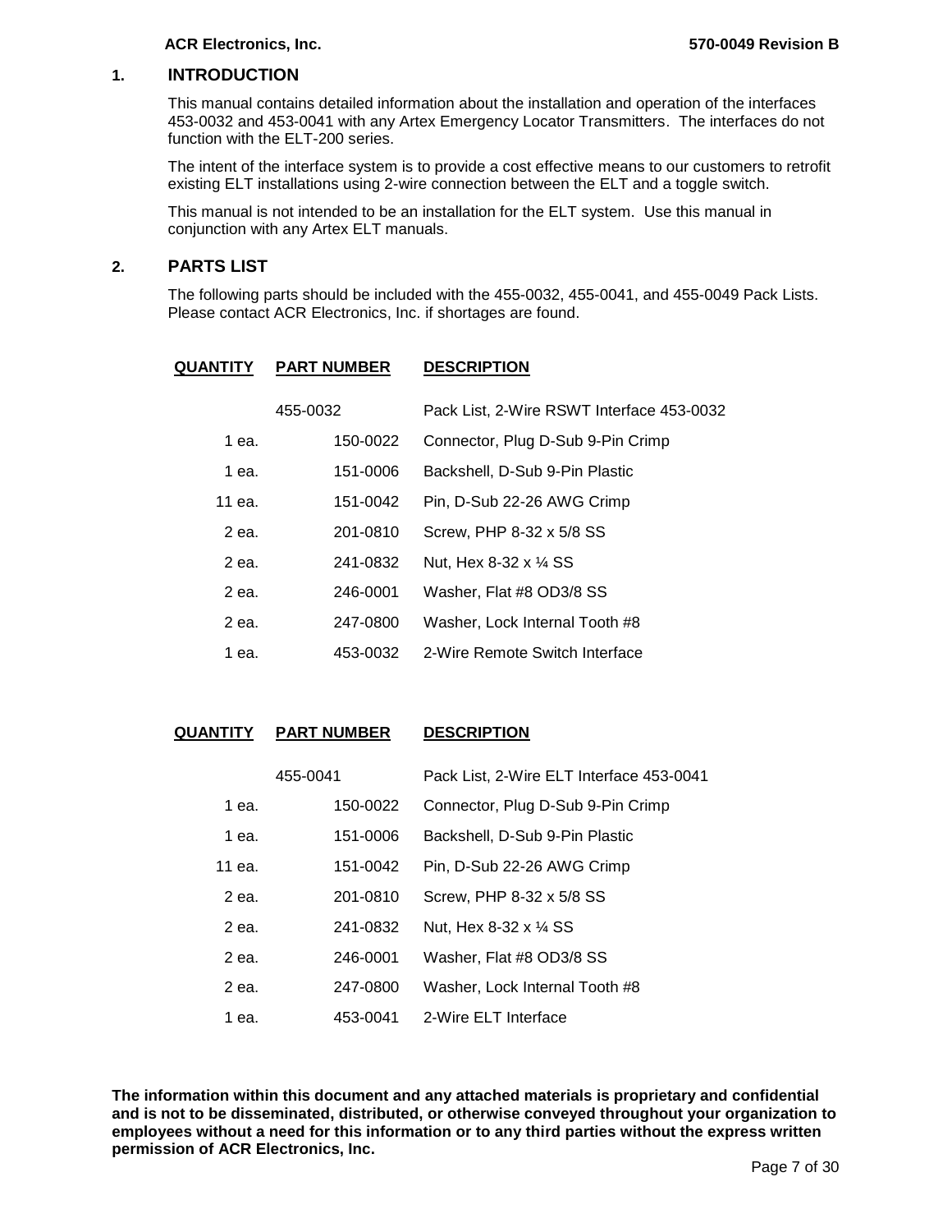## 1. INTRODUCTION

This manual contains detailed information about the installation and operation of the interfaces 453-0032 and 453-0041 with any Artex Emergency Locator Transmitters. The interfaces do not function with the ELT-200 series.

The intent of the interface system is to provide a cost effective means to our customers to retrofit existing ELT installations using 2-wire connection between the ELT and a toggle switch.

This manual is not intended to be an installation for the ELT system. Use this manual in conjunction with any Artex ELT manuals.

## 2. PARTS LIST

The following parts should be included with the 455-0032, 455-0041, and 455-0049 Pack Lists. Please contact ACR Electronics, Inc. if shortages are found.

| QUANTITY | PART NUMBER | DESCRIPTION |
|---|---|---|
| | 455-0032 | Pack List, 2-Wire RSWT Interface 453-0032 |
| 1 ea. | 150-0022 | Connector, Plug D-Sub 9-Pin Crimp |
| 1 ea. | 151-0006 | Backshell, D-Sub 9-Pin Plastic |
| 11 ea. | 151-0042 | Pin, D-Sub 22-26 AWG Crimp |
| 2 ea. | 201-0810 | Screw, PHP 8-32 x 5/8 SS |
| 2 ea. | 241-0832 | Nut, Hex 8-32 x ¼ SS |
| 2 ea. | 246-0001 | Washer, Flat #8 OD3/8 SS |
| 2 ea. | 247-0800 | Washer, Lock Internal Tooth #8 |
| 1 ea. | 453-0032 | 2-Wire Remote Switch Interface |

| QUANTITY | PART NUMBER | DESCRIPTION |
|---|---|---|
| | 455-0041 | Pack List, 2-Wire ELT Interface 453-0041 |
| 1 ea. | 150-0022 | Connector, Plug D-Sub 9-Pin Crimp |
| 1 ea. | 151-0006 | Backshell, D-Sub 9-Pin Plastic |
| 11 ea. | 151-0042 | Pin, D-Sub 22-26 AWG Crimp |
| 2 ea. | 201-0810 | Screw, PHP 8-32 x 5/8 SS |
| 2 ea. | 241-0832 | Nut, Hex 8-32 x ¼ SS |
| 2 ea. | 246-0001 | Washer, Flat #8 OD3/8 SS |
| 2 ea. | 247-0800 | Washer, Lock Internal Tooth #8 |
| 1 ea. | 453-0041 | 2-Wire ELT Interface |

**The information within this document and any attached materials is proprietary and confidential and is not to be disseminated, distributed, or otherwise conveyed throughout your organization to employees without a need for this information or to any third parties without the express written permission of ACR Electronics, Inc.**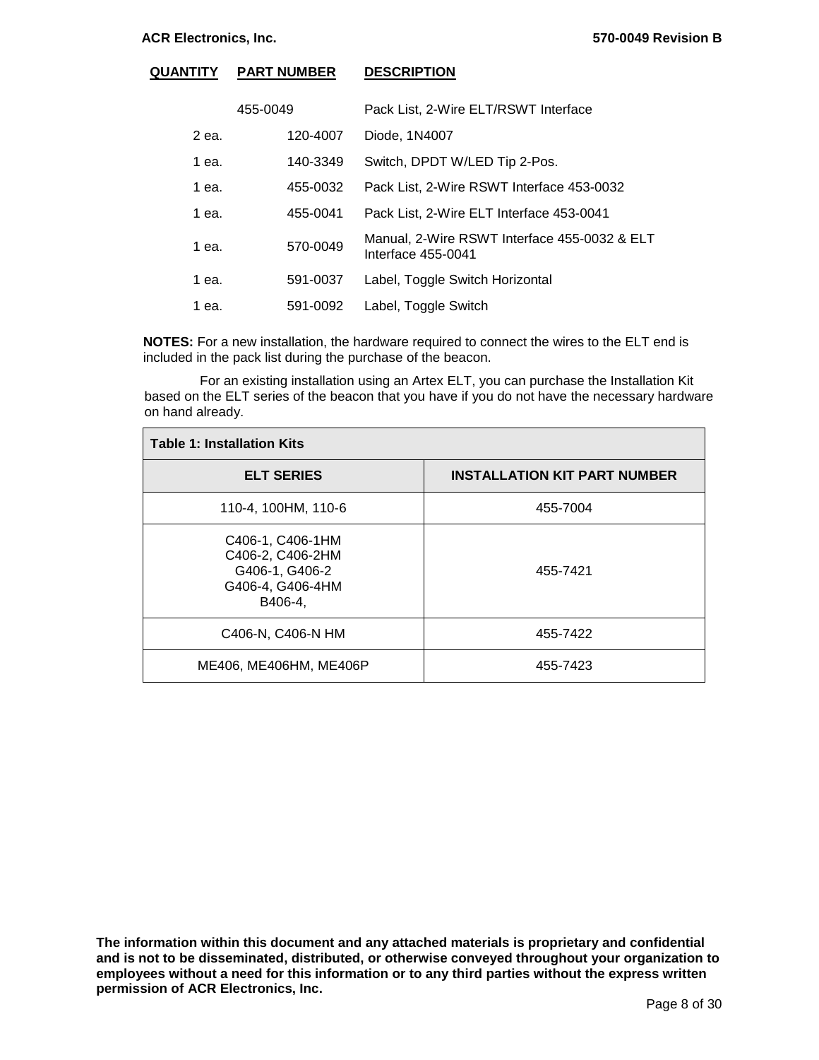| QUANTITY | PART NUMBER | DESCRIPTION |
|---|---|---|
| | 455-0049 | Pack List, 2-Wire ELT/RSWT Interface |
| 2 ea. | 120-4007 | Diode, 1N4007 |
| 1 ea. | 140-3349 | Switch, DPDT W/LED Tip 2-Pos. |
| 1 ea. | 455-0032 | Pack List, 2-Wire RSWT Interface 453-0032 |
| 1 ea. | 455-0041 | Pack List, 2-Wire ELT Interface 453-0041 |
| 1 ea. | 570-0049 | Manual, 2-Wire RSWT Interface 455-0032 & ELT Interface 455-0041 |
| 1 ea. | 591-0037 | Label, Toggle Switch Horizontal |
| 1 ea. | 591-0092 | Label, Toggle Switch |

**NOTES:** For a new installation, the hardware required to connect the wires to the ELT end is included in the pack list during the purchase of the beacon.

For an existing installation using an Artex ELT, you can purchase the Installation Kit based on the ELT series of the beacon that you have if you do not have the necessary hardware on hand already.

**Table 1: Installation Kits**

| ELT SERIES | INSTALLATION KIT PART NUMBER |
|---|---|
| 110-4, 100HM, 110-6 | 455-7004 |
| C406-1, C406-1HM<br>C406-2, C406-2HM<br>G406-1, G406-2<br>G406-4, G406-4HM<br>B406-4, | 455-7421 |
| C406-N, C406-N HM | 455-7422 |
| ME406, ME406HM, ME406P | 455-7423 |

**The information within this document and any attached materials is proprietary and confidential and is not to be disseminated, distributed, or otherwise conveyed throughout your organization to employees without a need for this information or to any third parties without the express written permission of ACR Electronics, Inc.**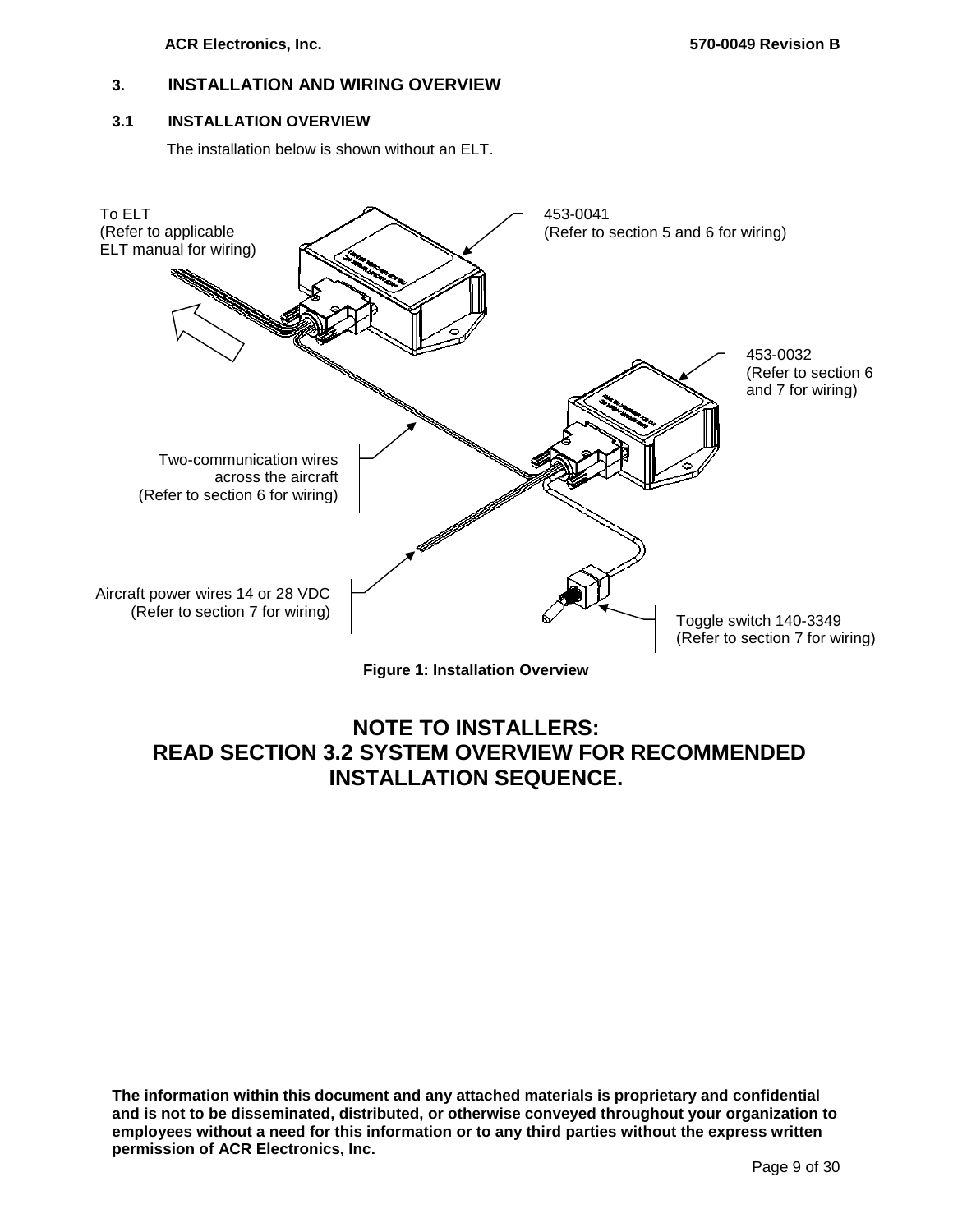## 3. INSTALLATION AND WIRING OVERVIEW

### 3.1 INSTALLATION OVERVIEW

The installation below is shown without an ELT.

To ELT
(Refer to applicable ELT manual for wiring)

453-0041
(Refer to section 5 and 6 for wiring)

453-0032
(Refer to section 6 and 7 for wiring)

Two-communication wires across the aircraft
(Refer to section 6 for wiring)

Aircraft power wires 14 or 28 VDC
(Refer to section 7 for wiring)

Toggle switch 140-3349
(Refer to section 7 for wiring)

**Figure 1: Installation Overview**

**NOTE TO INSTALLERS:**
**READ SECTION 3.2 SYSTEM OVERVIEW FOR RECOMMENDED INSTALLATION SEQUENCE.**

**The information within this document and any attached materials is proprietary and confidential and is not to be disseminated, distributed, or otherwise conveyed throughout your organization to employees without a need for this information or to any third parties without the express written permission of ACR Electronics, Inc.**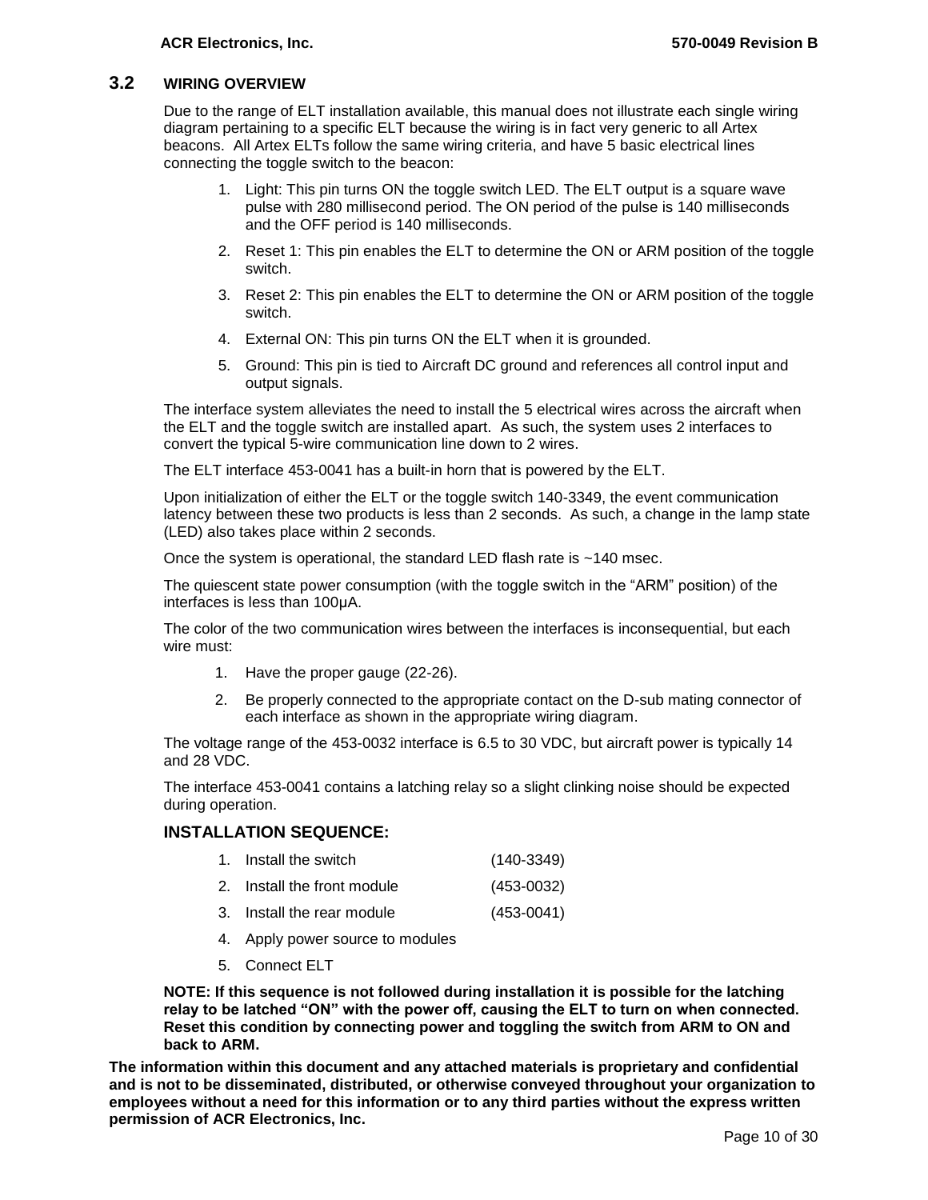## 3.2 WIRING OVERVIEW

Due to the range of ELT installation available, this manual does not illustrate each single wiring diagram pertaining to a specific ELT because the wiring is in fact very generic to all Artex beacons. All Artex ELTs follow the same wiring criteria, and have 5 basic electrical lines connecting the toggle switch to the beacon:

1. Light: This pin turns ON the toggle switch LED. The ELT output is a square wave pulse with 280 millisecond period. The ON period of the pulse is 140 milliseconds and the OFF period is 140 milliseconds.
2. Reset 1: This pin enables the ELT to determine the ON or ARM position of the toggle switch.
3. Reset 2: This pin enables the ELT to determine the ON or ARM position of the toggle switch.
4. External ON: This pin turns ON the ELT when it is grounded.
5. Ground: This pin is tied to Aircraft DC ground and references all control input and output signals.

The interface system alleviates the need to install the 5 electrical wires across the aircraft when the ELT and the toggle switch are installed apart. As such, the system uses 2 interfaces to convert the typical 5-wire communication line down to 2 wires.

The ELT interface 453-0041 has a built-in horn that is powered by the ELT.

Upon initialization of either the ELT or the toggle switch 140-3349, the event communication latency between these two products is less than 2 seconds. As such, a change in the lamp state (LED) also takes place within 2 seconds.

Once the system is operational, the standard LED flash rate is ~140 msec.

The quiescent state power consumption (with the toggle switch in the "ARM" position) of the interfaces is less than 100µA.

The color of the two communication wires between the interfaces is inconsequential, but each wire must:

1. Have the proper gauge (22-26).
2. Be properly connected to the appropriate contact on the D-sub mating connector of each interface as shown in the appropriate wiring diagram.

The voltage range of the 453-0032 interface is 6.5 to 30 VDC, but aircraft power is typically 14 and 28 VDC.

The interface 453-0041 contains a latching relay so a slight clinking noise should be expected during operation.

### INSTALLATION SEQUENCE:

1. Install the switch (140-3349)
2. Install the front module (453-0032)
3. Install the rear module (453-0041)
4. Apply power source to modules
5. Connect ELT

**NOTE: If this sequence is not followed during installation it is possible for the latching relay to be latched "ON" with the power off, causing the ELT to turn on when connected. Reset this condition by connecting power and toggling the switch from ARM to ON and back to ARM.**

**The information within this document and any attached materials is proprietary and confidential and is not to be disseminated, distributed, or otherwise conveyed throughout your organization to employees without a need for this information or to any third parties without the express written permission of ACR Electronics, Inc.**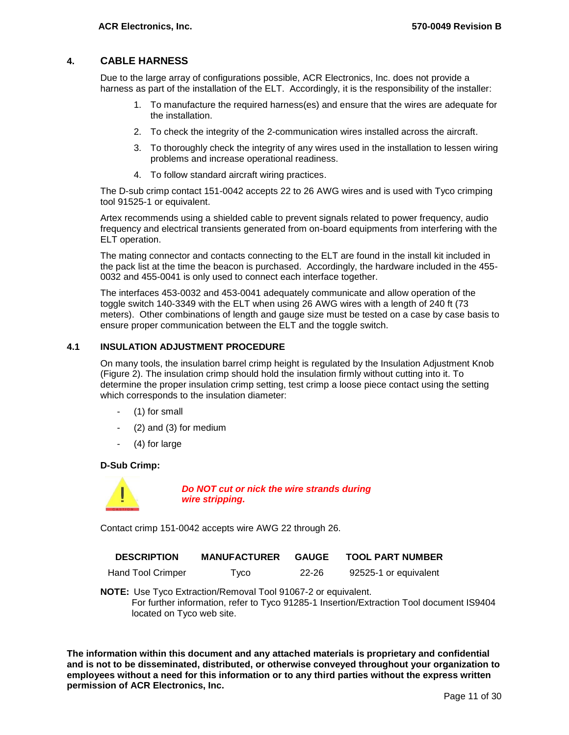## 4. CABLE HARNESS

Due to the large array of configurations possible, ACR Electronics, Inc. does not provide a harness as part of the installation of the ELT. Accordingly, it is the responsibility of the installer:

1. To manufacture the required harness(es) and ensure that the wires are adequate for the installation.
2. To check the integrity of the 2-communication wires installed across the aircraft.
3. To thoroughly check the integrity of any wires used in the installation to lessen wiring problems and increase operational readiness.
4. To follow standard aircraft wiring practices.

The D-sub crimp contact 151-0042 accepts 22 to 26 AWG wires and is used with Tyco crimping tool 91525-1 or equivalent.

Artex recommends using a shielded cable to prevent signals related to power frequency, audio frequency and electrical transients generated from on-board equipments from interfering with the ELT operation.

The mating connector and contacts connecting to the ELT are found in the install kit included in the pack list at the time the beacon is purchased. Accordingly, the hardware included in the 455-0032 and 455-0041 is only used to connect each interface together.

The interfaces 453-0032 and 453-0041 adequately communicate and allow operation of the toggle switch 140-3349 with the ELT when using 26 AWG wires with a length of 240 ft (73 meters). Other combinations of length and gauge size must be tested on a case by case basis to ensure proper communication between the ELT and the toggle switch.

### 4.1 INSULATION ADJUSTMENT PROCEDURE

On many tools, the insulation barrel crimp height is regulated by the Insulation Adjustment Knob (Figure 2). The insulation crimp should hold the insulation firmly without cutting into it. To determine the proper insulation crimp setting, test crimp a loose piece contact using the setting which corresponds to the insulation diameter:

- (1) for small
- (2) and (3) for medium
- (4) for large

**D-Sub Crimp:**

CAUTION

***Do NOT cut or nick the wire strands during wire stripping.***

Contact crimp 151-0042 accepts wire AWG 22 through 26.

| DESCRIPTION | MANUFACTURER | GAUGE | TOOL PART NUMBER |
|---|---|---|---|
| Hand Tool Crimper | Tyco | 22-26 | 92525-1 or equivalent |

**NOTE:** Use Tyco Extraction/Removal Tool 91067-2 or equivalent.
For further information, refer to Tyco 91285-1 Insertion/Extraction Tool document IS9404 located on Tyco web site.

**The information within this document and any attached materials is proprietary and confidential and is not to be disseminated, distributed, or otherwise conveyed throughout your organization to employees without a need for this information or to any third parties without the express written permission of ACR Electronics, Inc.**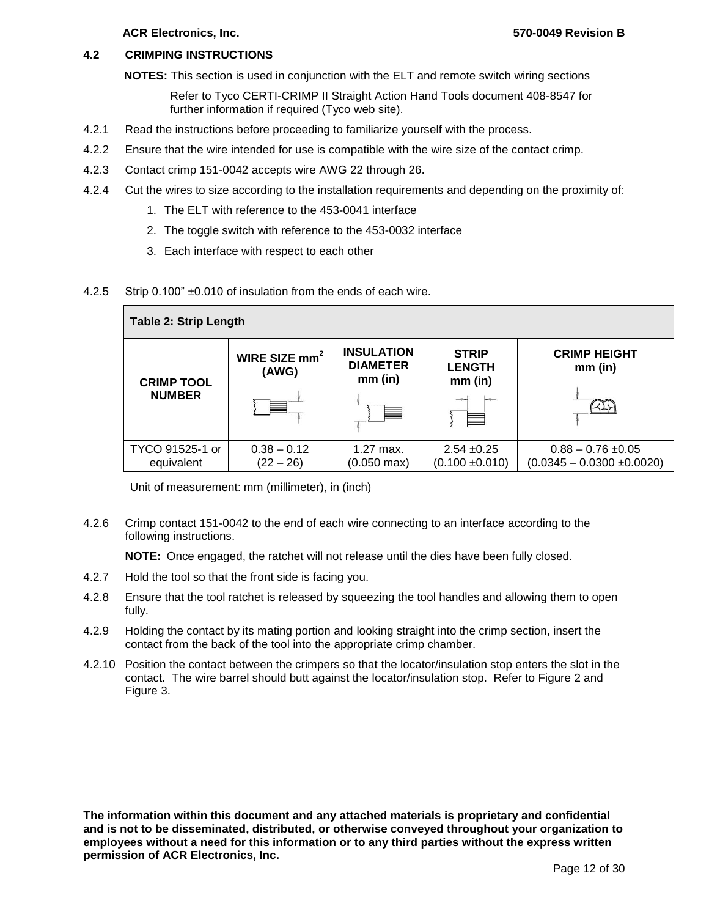## 4.2 CRIMPING INSTRUCTIONS

**NOTES:** This section is used in conjunction with the ELT and remote switch wiring sections

Refer to Tyco CERTI-CRIMP II Straight Action Hand Tools document 408-8547 for further information if required (Tyco web site).

4.2.1 Read the instructions before proceeding to familiarize yourself with the process.

4.2.2 Ensure that the wire intended for use is compatible with the wire size of the contact crimp.

4.2.3 Contact crimp 151-0042 accepts wire AWG 22 through 26.

4.2.4 Cut the wires to size according to the installation requirements and depending on the proximity of:

1. The ELT with reference to the 453-0041 interface
2. The toggle switch with reference to the 453-0032 interface
3. Each interface with respect to each other

4.2.5 Strip 0.100" ±0.010 of insulation from the ends of each wire.

**Table 2: Strip Length**

| CRIMP TOOL NUMBER | WIRE SIZE $mm^2$ (AWG) | INSULATION DIAMETER mm (in) | STRIP LENGTH mm (in) | CRIMP HEIGHT mm (in) |
|---|---|---|---|---|
| TYCO 91525-1 or equivalent | 0.38 – 0.12 (22 – 26) | 1.27 max. (0.050 max) | 2.54 ±0.25 (0.100 ±0.010) | 0.88 – 0.76 ±0.05 (0.0345 – 0.0300 ±0.0020) |

Unit of measurement: mm (millimeter), in (inch)

4.2.6 Crimp contact 151-0042 to the end of each wire connecting to an interface according to the following instructions.

**NOTE:** Once engaged, the ratchet will not release until the dies have been fully closed.

4.2.7 Hold the tool so that the front side is facing you.

4.2.8 Ensure that the tool ratchet is released by squeezing the tool handles and allowing them to open fully.

4.2.9 Holding the contact by its mating portion and looking straight into the crimp section, insert the contact from the back of the tool into the appropriate crimp chamber.

4.2.10 Position the contact between the crimpers so that the locator/insulation stop enters the slot in the contact. The wire barrel should butt against the locator/insulation stop. Refer to Figure 2 and Figure 3.

**The information within this document and any attached materials is proprietary and confidential and is not to be disseminated, distributed, or otherwise conveyed throughout your organization to employees without a need for this information or to any third parties without the express written permission of ACR Electronics, Inc.**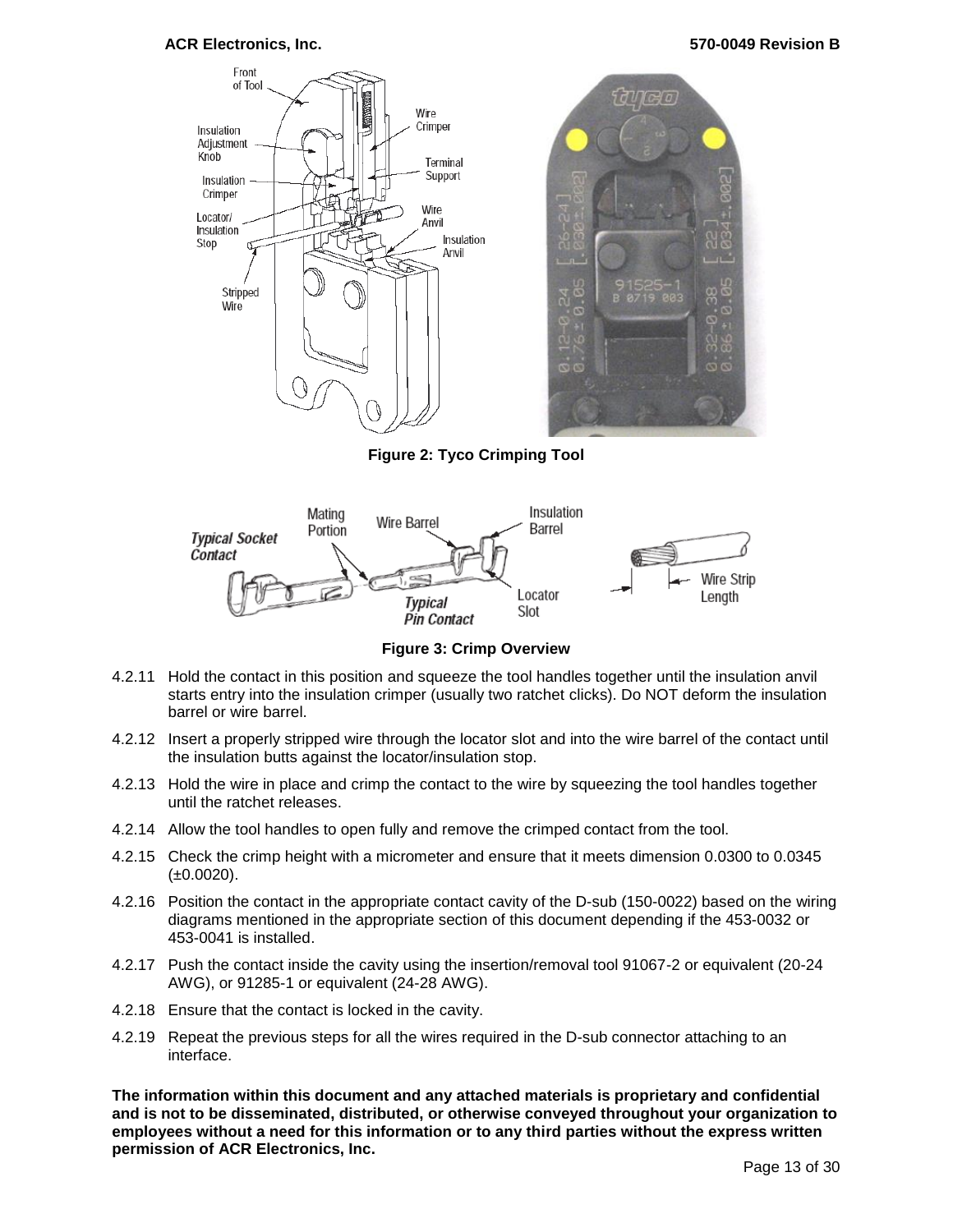Figure 2: Tyco Crimping Tool

Figure 3: Crimp Overview

4.2.11 Hold the contact in this position and squeeze the tool handles together until the insulation anvil starts entry into the insulation crimper (usually two ratchet clicks). Do NOT deform the insulation barrel or wire barrel.

4.2.12 Insert a properly stripped wire through the locator slot and into the wire barrel of the contact until the insulation butts against the locator/insulation stop.

4.2.13 Hold the wire in place and crimp the contact to the wire by squeezing the tool handles together until the ratchet releases.

4.2.14 Allow the tool handles to open fully and remove the crimped contact from the tool.

4.2.15 Check the crimp height with a micrometer and ensure that it meets dimension 0.0300 to 0.0345 (±0.0020).

4.2.16 Position the contact in the appropriate contact cavity of the D-sub (150-0022) based on the wiring diagrams mentioned in the appropriate section of this document depending if the 453-0032 or 453-0041 is installed.

4.2.17 Push the contact inside the cavity using the insertion/removal tool 91067-2 or equivalent (20-24 AWG), or 91285-1 or equivalent (24-28 AWG).

4.2.18 Ensure that the contact is locked in the cavity.

4.2.19 Repeat the previous steps for all the wires required in the D-sub connector attaching to an interface.

**The information within this document and any attached materials is proprietary and confidential and is not to be disseminated, distributed, or otherwise conveyed throughout your organization to employees without a need for this information or to any third parties without the express written permission of ACR Electronics, Inc.**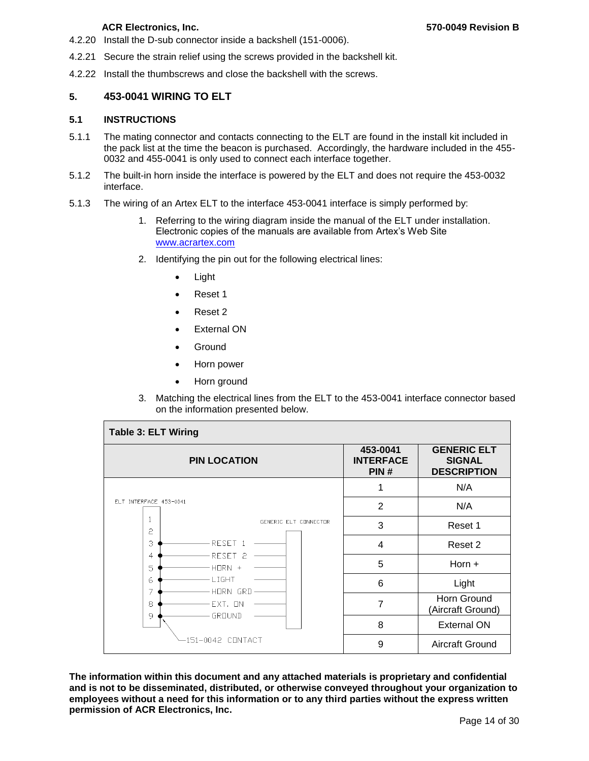4.2.20 Install the D-sub connector inside a backshell (151-0006).

4.2.21 Secure the strain relief using the screws provided in the backshell kit.

4.2.22 Install the thumbscrews and close the backshell with the screws.

## 5. 453-0041 WIRING TO ELT

### 5.1 INSTRUCTIONS

5.1.1 The mating connector and contacts connecting to the ELT are found in the install kit included in the pack list at the time the beacon is purchased. Accordingly, the hardware included in the 455-0032 and 455-0041 is only used to connect each interface together.

5.1.2 The built-in horn inside the interface is powered by the ELT and does not require the 453-0032 interface.

5.1.3 The wiring of an Artex ELT to the interface 453-0041 interface is simply performed by:

1. Referring to the wiring diagram inside the manual of the ELT under installation. Electronic copies of the manuals are available from Artex's Web Site www.acrartex.com
2. Identifying the pin out for the following electrical lines:
    - Light
    - Reset 1
    - Reset 2
    - External ON
    - Ground
    - Horn power
    - Horn ground
3. Matching the electrical lines from the ELT to the 453-0041 interface connector based on the information presented below.

**Table 3: ELT Wiring**

| PIN LOCATION | 453-0041 INTERFACE PIN # | GENERIC ELT SIGNAL DESCRIPTION |
|---|---|---|
| ELT INTERFACE 453-0041 / GENERIC ELT CONNECTOR: 1; 2; 3 – RESET 1; 4 – RESET 2; 5 – HORN +; 6 – LIGHT; 7 – HORN GRD; 8 – EXT. ON; 9 – GROUND; 151-0042 CONTACT | 1 | N/A |
| | 2 | N/A |
| | 3 | Reset 1 |
| | 4 | Reset 2 |
| | 5 | Horn + |
| | 6 | Light |
| | 7 | Horn Ground (Aircraft Ground) |
| | 8 | External ON |
| | 9 | Aircraft Ground |

**The information within this document and any attached materials is proprietary and confidential and is not to be disseminated, distributed, or otherwise conveyed throughout your organization to employees without a need for this information or to any third parties without the express written permission of ACR Electronics, Inc.**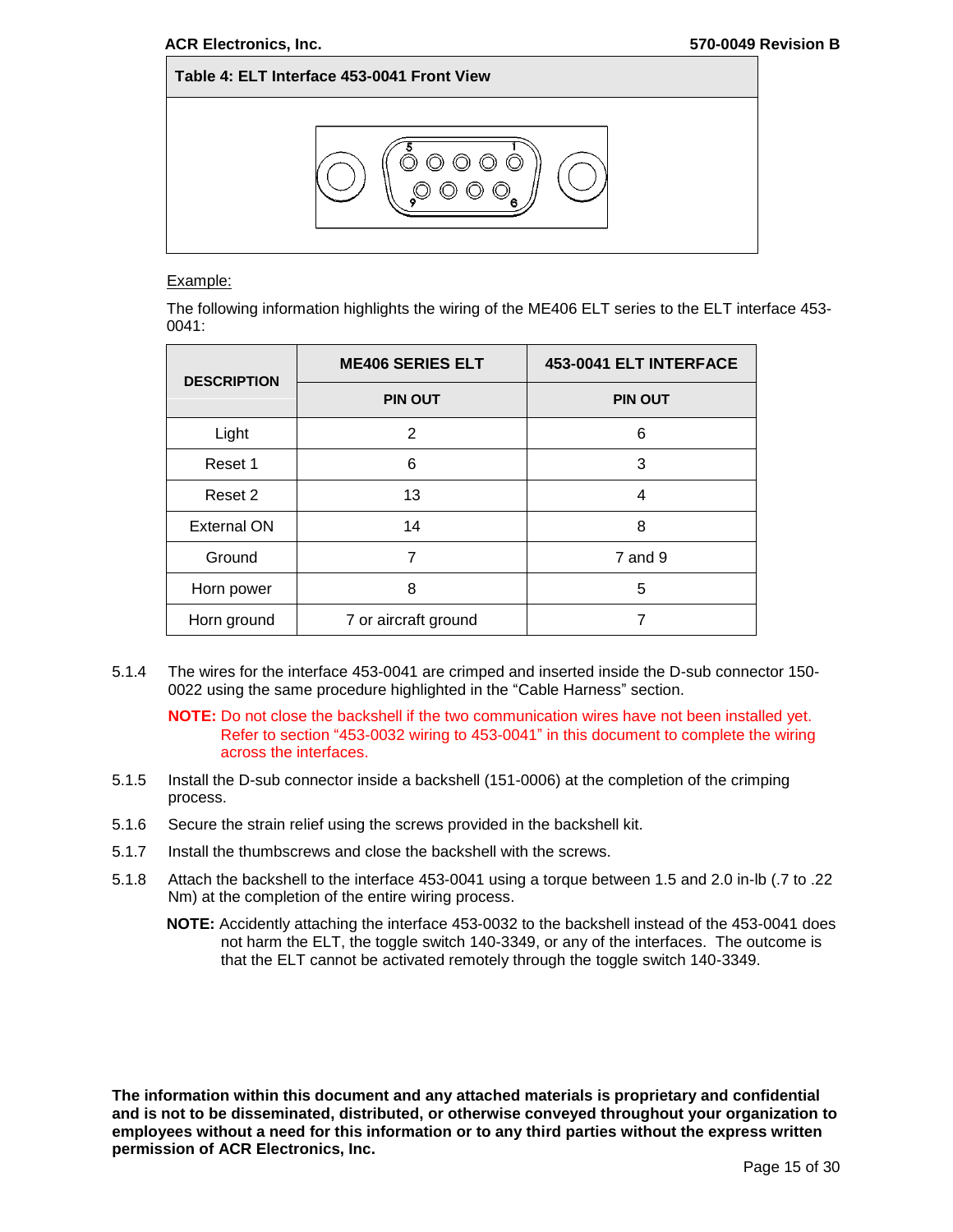**Table 4: ELT Interface 453-0041 Front View**

Example:

The following information highlights the wiring of the ME406 ELT series to the ELT interface 453-0041:

| DESCRIPTION | ME406 SERIES ELT | 453-0041 ELT INTERFACE |
|---|---|---|
| | PIN OUT | PIN OUT |
| Light | 2 | 6 |
| Reset 1 | 6 | 3 |
| Reset 2 | 13 | 4 |
| External ON | 14 | 8 |
| Ground | 7 | 7 and 9 |
| Horn power | 8 | 5 |
| Horn ground | 7 or aircraft ground | 7 |

5.1.4 The wires for the interface 453-0041 are crimped and inserted inside the D-sub connector 150-0022 using the same procedure highlighted in the “Cable Harness” section.

**NOTE:** Do not close the backshell if the two communication wires have not been installed yet. Refer to section “453-0032 wiring to 453-0041” in this document to complete the wiring across the interfaces.

5.1.5 Install the D-sub connector inside a backshell (151-0006) at the completion of the crimping process.

5.1.6 Secure the strain relief using the screws provided in the backshell kit.

5.1.7 Install the thumbscrews and close the backshell with the screws.

5.1.8 Attach the backshell to the interface 453-0041 using a torque between 1.5 and 2.0 in-lb (.7 to .22 Nm) at the completion of the entire wiring process.

**NOTE:** Accidently attaching the interface 453-0032 to the backshell instead of the 453-0041 does not harm the ELT, the toggle switch 140-3349, or any of the interfaces. The outcome is that the ELT cannot be activated remotely through the toggle switch 140-3349.

**The information within this document and any attached materials is proprietary and confidential and is not to be disseminated, distributed, or otherwise conveyed throughout your organization to employees without a need for this information or to any third parties without the express written permission of ACR Electronics, Inc.**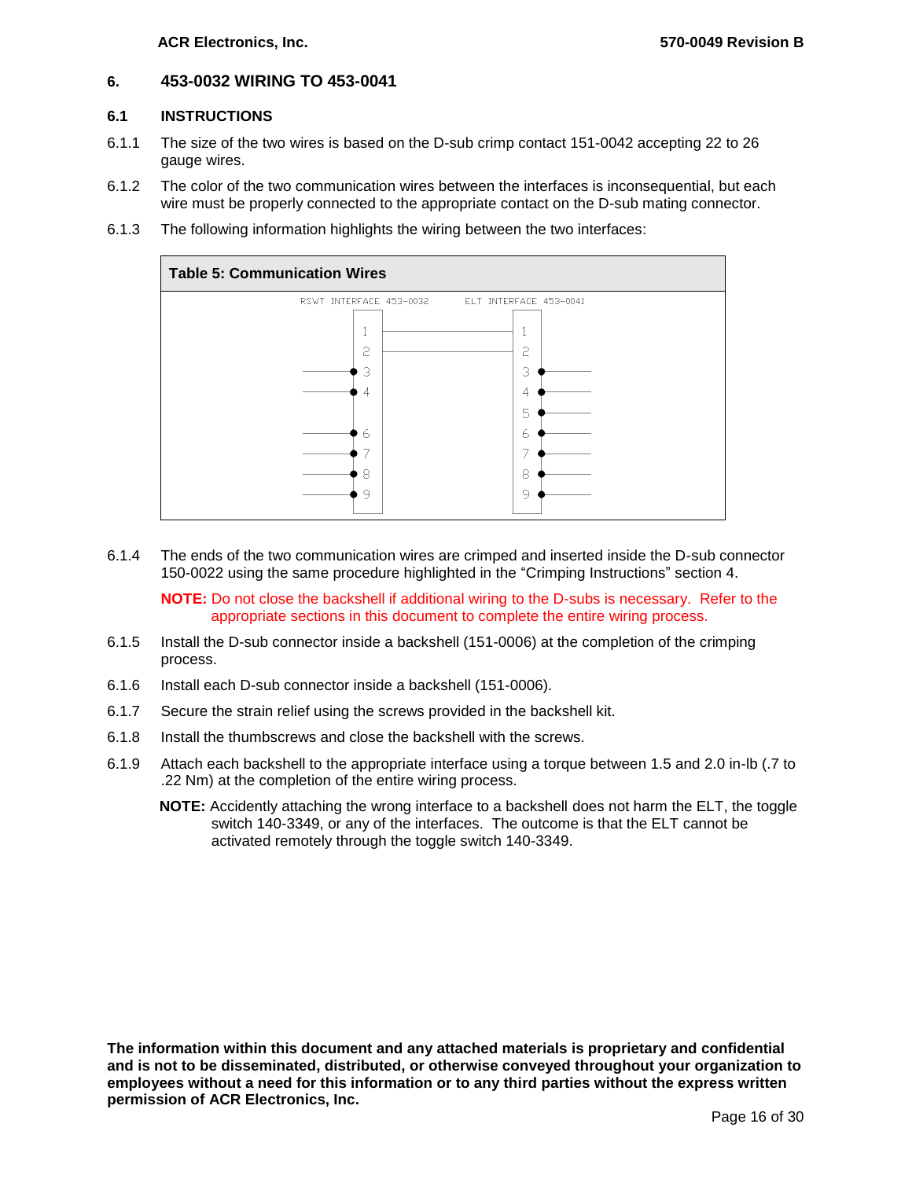# 6. 453-0032 WIRING TO 453-0041

## 6.1 INSTRUCTIONS

6.1.1 The size of the two wires is based on the D-sub crimp contact 151-0042 accepting 22 to 26 gauge wires.

6.1.2 The color of the two communication wires between the interfaces is inconsequential, but each wire must be properly connected to the appropriate contact on the D-sub mating connector.

6.1.3 The following information highlights the wiring between the two interfaces:

**Table 5: Communication Wires**

| RSWT INTERFACE 453-0032 | ELT INTERFACE 453-0041 |
| --- | --- |
| 1 | 1 |
| 2 | 2 |
| 3 | 3 |
| 4 | 4 |
| | 5 |
| 6 | 6 |
| 7 | 7 |
| 8 | 8 |
| 9 | 9 |

6.1.4 The ends of the two communication wires are crimped and inserted inside the D-sub connector 150-0022 using the same procedure highlighted in the "Crimping Instructions" section 4.

**NOTE:** Do not close the backshell if additional wiring to the D-subs is necessary. Refer to the appropriate sections in this document to complete the entire wiring process.

6.1.5 Install the D-sub connector inside a backshell (151-0006) at the completion of the crimping process.

6.1.6 Install each D-sub connector inside a backshell (151-0006).

6.1.7 Secure the strain relief using the screws provided in the backshell kit.

6.1.8 Install the thumbscrews and close the backshell with the screws.

6.1.9 Attach each backshell to the appropriate interface using a torque between 1.5 and 2.0 in-lb (.7 to .22 Nm) at the completion of the entire wiring process.

**NOTE:** Accidently attaching the wrong interface to a backshell does not harm the ELT, the toggle switch 140-3349, or any of the interfaces. The outcome is that the ELT cannot be activated remotely through the toggle switch 140-3349.

**The information within this document and any attached materials is proprietary and confidential and is not to be disseminated, distributed, or otherwise conveyed throughout your organization to employees without a need for this information or to any third parties without the express written permission of ACR Electronics, Inc.**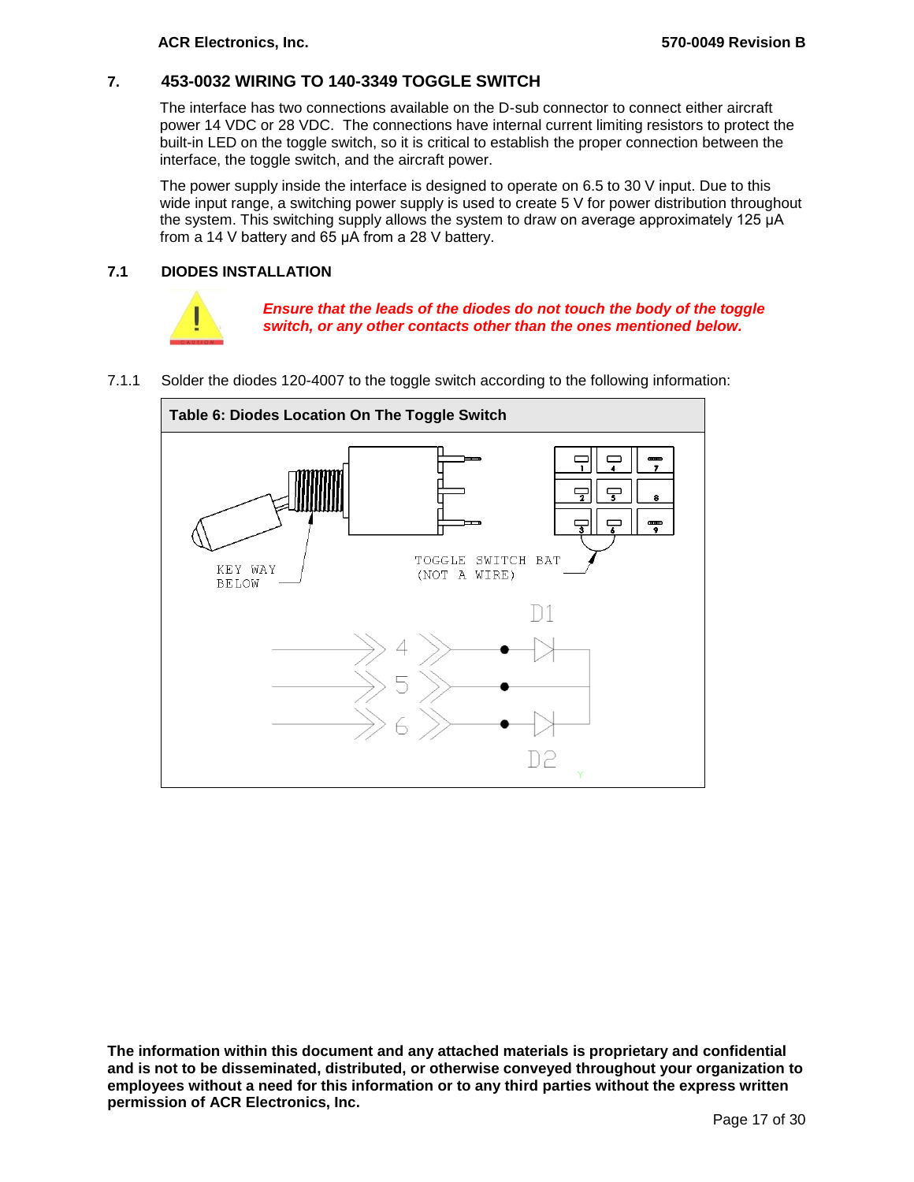## 7. 453-0032 WIRING TO 140-3349 TOGGLE SWITCH

The interface has two connections available on the D-sub connector to connect either aircraft power 14 VDC or 28 VDC. The connections have internal current limiting resistors to protect the built-in LED on the toggle switch, so it is critical to establish the proper connection between the interface, the toggle switch, and the aircraft power.

The power supply inside the interface is designed to operate on 6.5 to 30 V input. Due to this wide input range, a switching power supply is used to create 5 V for power distribution throughout the system. This switching supply allows the system to draw on average approximately 125 µA from a 14 V battery and 65 µA from a 28 V battery.

### 7.1 DIODES INSTALLATION

CAUTION

***Ensure that the leads of the diodes do not touch the body of the toggle switch, or any other contacts other than the ones mentioned below.***

7.1.1 Solder the diodes 120-4007 to the toggle switch according to the following information:

**Table 6: Diodes Location On The Toggle Switch**

KEY WAY BELOW

TOGGLE SWITCH BAT (NOT A WIRE)

1 4 7
2 5 8
3 6 9

D1

4
5
6

D2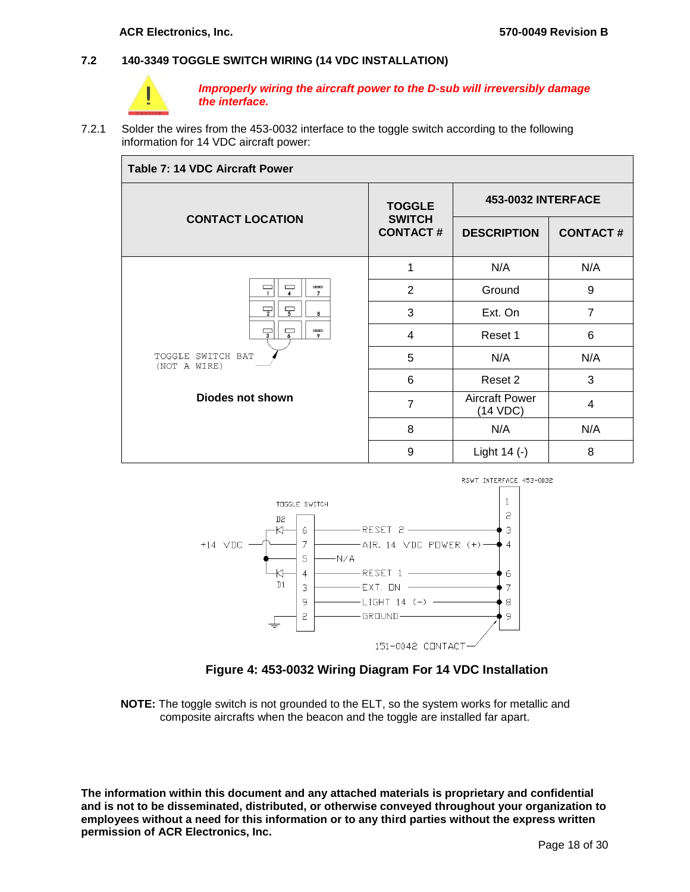## 7.2 140-3349 TOGGLE SWITCH WIRING (14 VDC INSTALLATION)

***Improperly wiring the aircraft power to the D-sub will irreversibly damage the interface.***

7.2.1 Solder the wires from the 453-0032 interface to the toggle switch according to the following information for 14 VDC aircraft power:

**Table 7: 14 VDC Aircraft Power**

| CONTACT LOCATION | TOGGLE SWITCH CONTACT # | 453-0032 INTERFACE | |
|---|---|---|---|
| | | DESCRIPTION | CONTACT # |
| TOGGLE SWITCH BAT (NOT A WIRE) **Diodes not shown** | 1 | N/A | N/A |
| | 2 | Ground | 9 |
| | 3 | Ext. On | 7 |
| | 4 | Reset 1 | 6 |
| | 5 | N/A | N/A |
| | 6 | Reset 2 | 3 |
| | 7 | Aircraft Power (14 VDC) | 4 |
| | 8 | N/A | N/A |
| | 9 | Light 14 (-) | 8 |

**Figure 4: 453-0032 Wiring Diagram For 14 VDC Installation**

**NOTE:** The toggle switch is not grounded to the ELT, so the system works for metallic and composite aircrafts when the beacon and the toggle are installed far apart.

**The information within this document and any attached materials is proprietary and confidential and is not to be disseminated, distributed, or otherwise conveyed throughout your organization to employees without a need for this information or to any third parties without the express written permission of ACR Electronics, Inc.**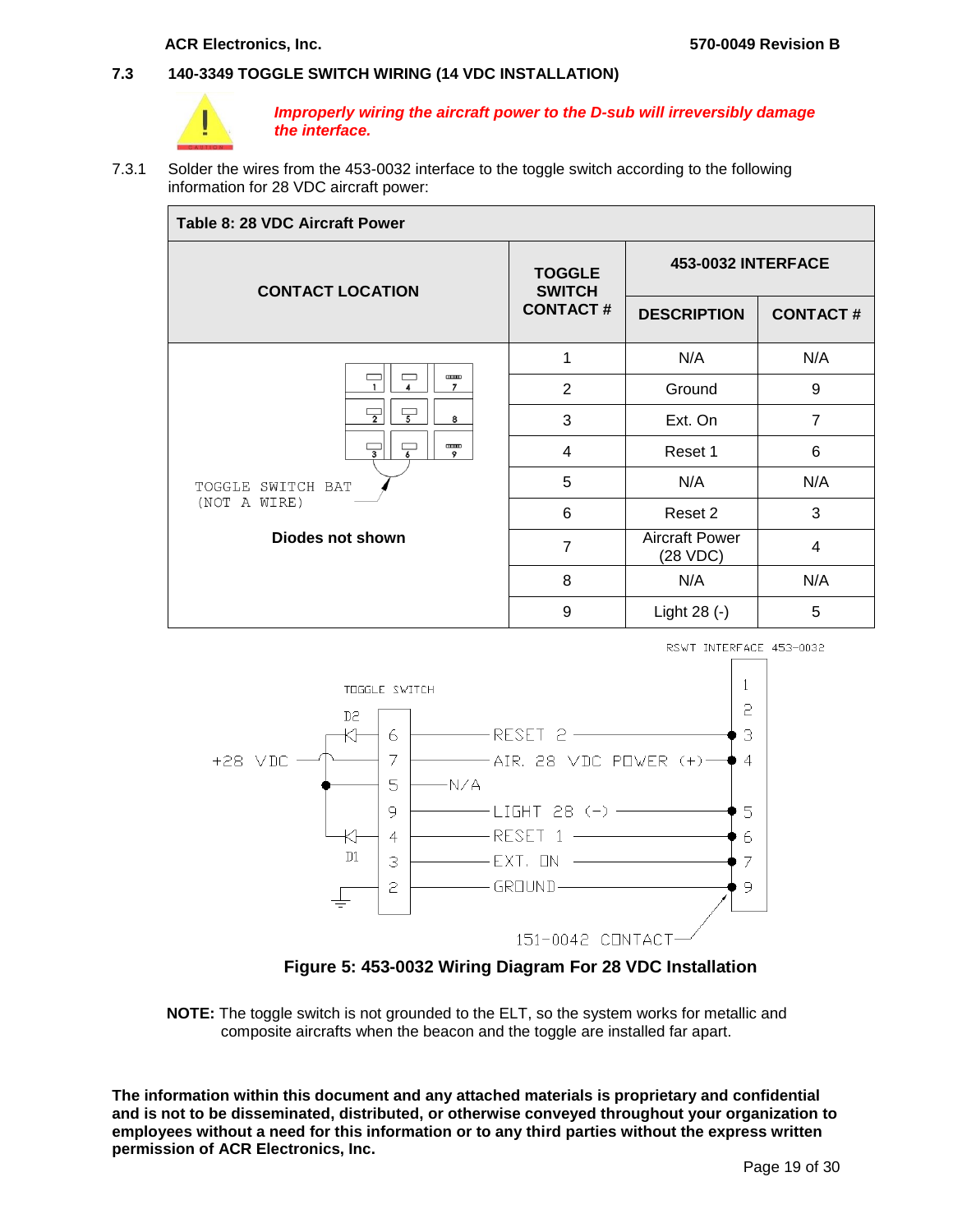### 7.3 140-3349 TOGGLE SWITCH WIRING (14 VDC INSTALLATION)

***Improperly wiring the aircraft power to the D-sub will irreversibly damage the interface.***

7.3.1 Solder the wires from the 453-0032 interface to the toggle switch according to the following information for 28 VDC aircraft power:

**Table 8: 28 VDC Aircraft Power**

| CONTACT LOCATION | TOGGLE SWITCH CONTACT # | 453-0032 INTERFACE | |
|---|---|---|---|
| | | DESCRIPTION | CONTACT # |
| TOGGLE SWITCH BAT (NOT A WIRE) **Diodes not shown** | 1 | N/A | N/A |
| | 2 | Ground | 9 |
| | 3 | Ext. On | 7 |
| | 4 | Reset 1 | 6 |
| | 5 | N/A | N/A |
| | 6 | Reset 2 | 3 |
| | 7 | Aircraft Power (28 VDC) | 4 |
| | 8 | N/A | N/A |
| | 9 | Light 28 (-) | 5 |

RSWT INTERFACE 453-0032

TOGGLE SWITCH

D2, D1

+28 VDC

| Toggle Switch | Signal | RSWT Interface |
|---|---|---|
| 6 | RESET 2 | 3 |
| 7 | AIR. 28 VDC POWER (+) | 4 |
| 5 | N/A | |
| 9 | LIGHT 28 (-) | 5 |
| 4 | RESET 1 | 6 |
| 3 | EXT. ON | 7 |
| 2 | GROUND | 9 |

151-0042 CONTACT

**Figure 5: 453-0032 Wiring Diagram For 28 VDC Installation**

**NOTE:** The toggle switch is not grounded to the ELT, so the system works for metallic and composite aircrafts when the beacon and the toggle are installed far apart.

**The information within this document and any attached materials is proprietary and confidential and is not to be disseminated, distributed, or otherwise conveyed throughout your organization to employees without a need for this information or to any third parties without the express written permission of ACR Electronics, Inc.**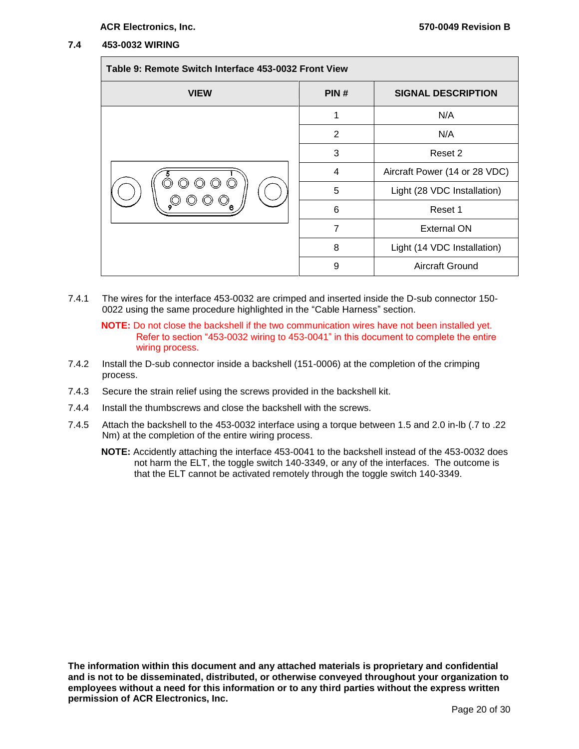## 7.4 453-0032 WIRING

**Table 9: Remote Switch Interface 453-0032 Front View**

| VIEW | PIN # | SIGNAL DESCRIPTION |
|---|---|---|
| | 1 | N/A |
| | 2 | N/A |
| | 3 | Reset 2 |
| | 4 | Aircraft Power (14 or 28 VDC) |
| | 5 | Light (28 VDC Installation) |
| | 6 | Reset 1 |
| | 7 | External ON |
| | 8 | Light (14 VDC Installation) |
| | 9 | Aircraft Ground |

7.4.1 The wires for the interface 453-0032 are crimped and inserted inside the D-sub connector 150-0022 using the same procedure highlighted in the "Cable Harness" section.

**NOTE:** Do not close the backshell if the two communication wires have not been installed yet. Refer to section "453-0032 wiring to 453-0041" in this document to complete the entire wiring process.

7.4.2 Install the D-sub connector inside a backshell (151-0006) at the completion of the crimping process.

7.4.3 Secure the strain relief using the screws provided in the backshell kit.

7.4.4 Install the thumbscrews and close the backshell with the screws.

7.4.5 Attach the backshell to the 453-0032 interface using a torque between 1.5 and 2.0 in-lb (.7 to .22 Nm) at the completion of the entire wiring process.

**NOTE:** Accidently attaching the interface 453-0041 to the backshell instead of the 453-0032 does not harm the ELT, the toggle switch 140-3349, or any of the interfaces. The outcome is that the ELT cannot be activated remotely through the toggle switch 140-3349.

**The information within this document and any attached materials is proprietary and confidential and is not to be disseminated, distributed, or otherwise conveyed throughout your organization to employees without a need for this information or to any third parties without the express written permission of ACR Electronics, Inc.**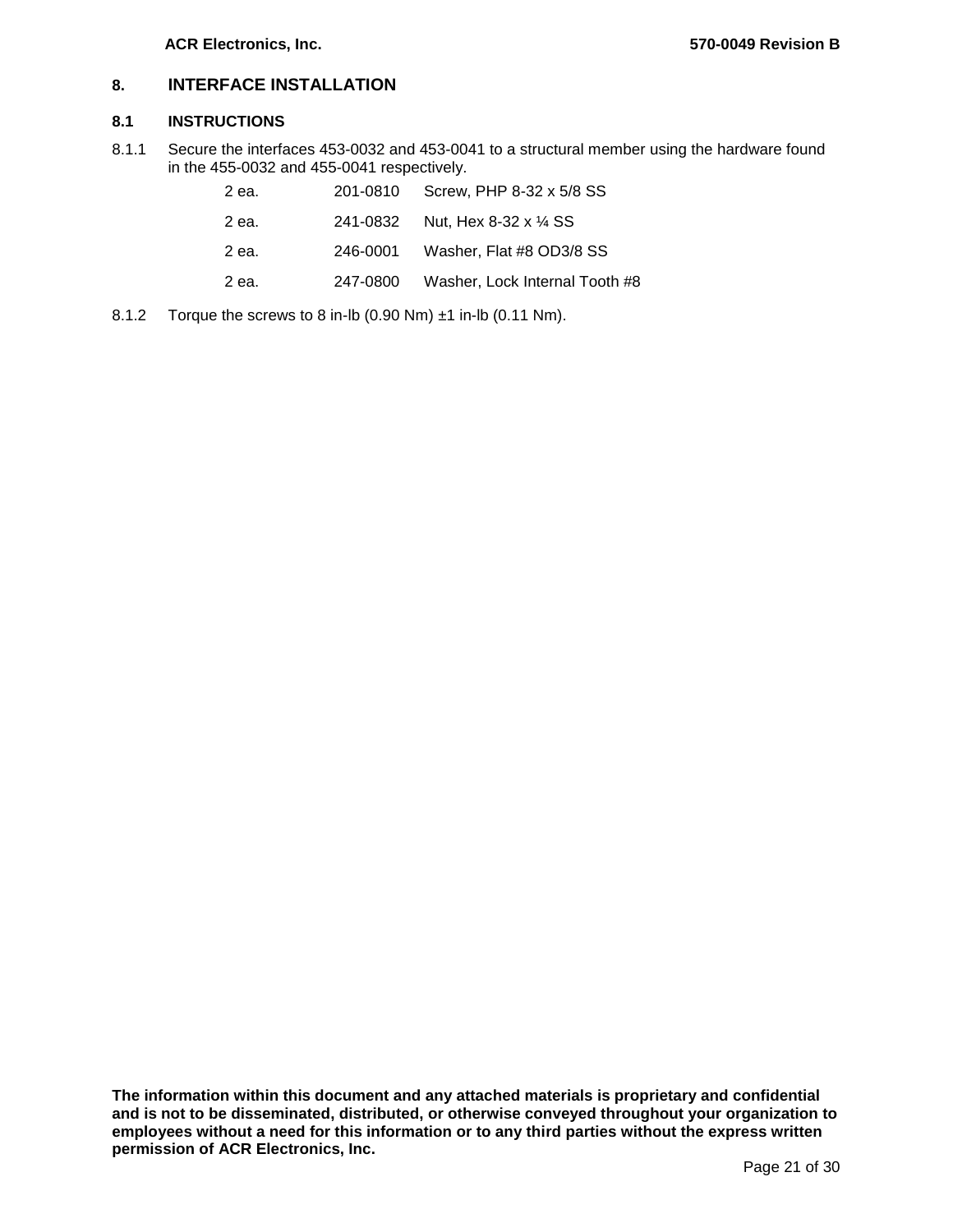# 8. INTERFACE INSTALLATION

## 8.1 INSTRUCTIONS

8.1.1 Secure the interfaces 453-0032 and 453-0041 to a structural member using the hardware found in the 455-0032 and 455-0041 respectively.

| | | |
|---|---|---|
| 2 ea. | 201-0810 | Screw, PHP 8-32 x 5/8 SS |
| 2 ea. | 241-0832 | Nut, Hex 8-32 x ¼ SS |
| 2 ea. | 246-0001 | Washer, Flat #8 OD3/8 SS |
| 2 ea. | 247-0800 | Washer, Lock Internal Tooth #8 |

8.1.2 Torque the screws to 8 in-lb (0.90 Nm) ±1 in-lb (0.11 Nm).

**The information within this document and any attached materials is proprietary and confidential and is not to be disseminated, distributed, or otherwise conveyed throughout your organization to employees without a need for this information or to any third parties without the express written permission of ACR Electronics, Inc.**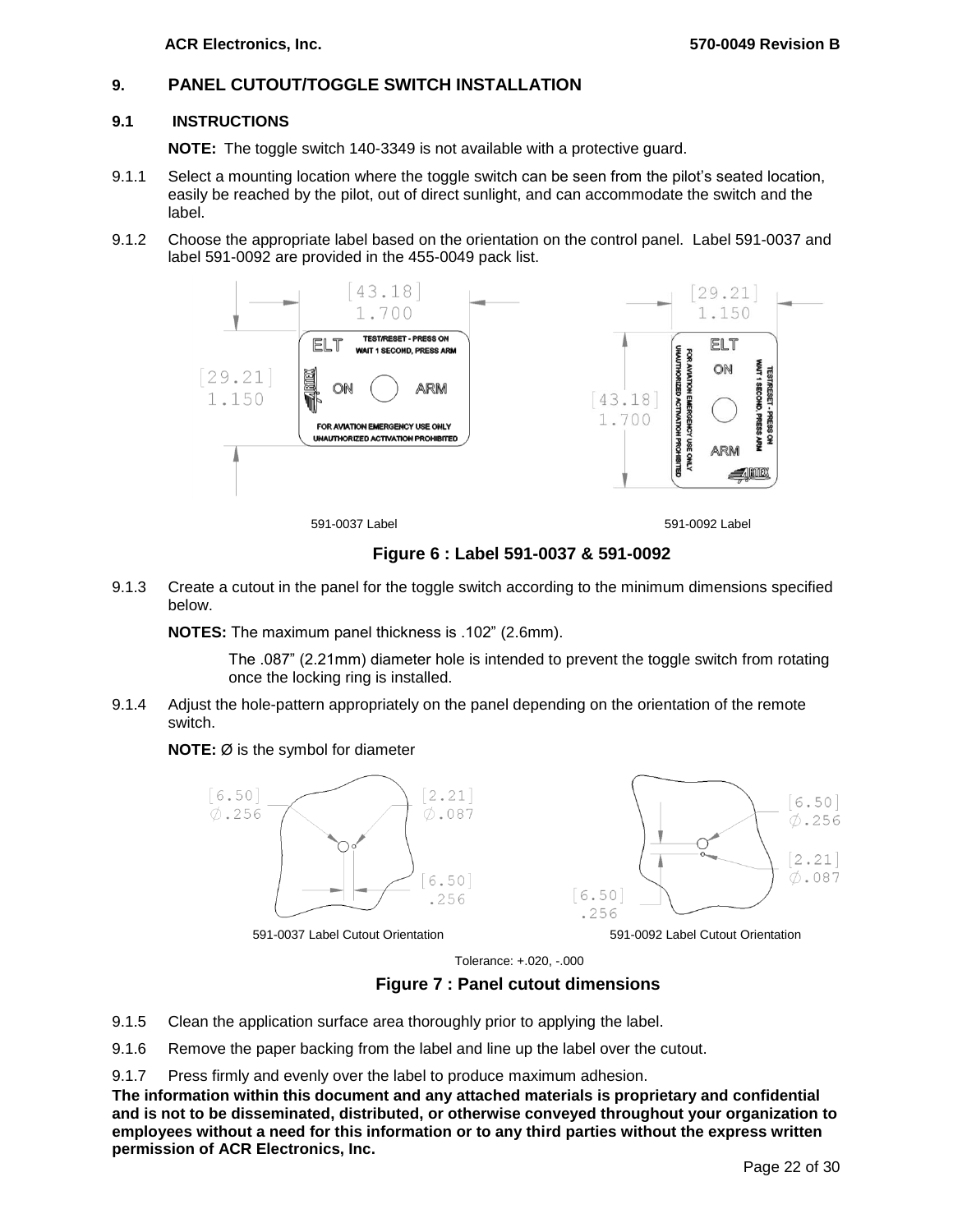## 9. PANEL CUTOUT/TOGGLE SWITCH INSTALLATION

### 9.1 INSTRUCTIONS

**NOTE:** The toggle switch 140-3349 is not available with a protective guard.

9.1.1 Select a mounting location where the toggle switch can be seen from the pilot's seated location, easily be reached by the pilot, out of direct sunlight, and can accommodate the switch and the label.

9.1.2 Choose the appropriate label based on the orientation on the control panel. Label 591-0037 and label 591-0092 are provided in the 455-0049 pack list.

591-0037 Label

591-0092 Label

**Figure 6 : Label 591-0037 & 591-0092**

9.1.3 Create a cutout in the panel for the toggle switch according to the minimum dimensions specified below.

**NOTES:** The maximum panel thickness is .102" (2.6mm).

The .087" (2.21mm) diameter hole is intended to prevent the toggle switch from rotating once the locking ring is installed.

9.1.4 Adjust the hole-pattern appropriately on the panel depending on the orientation of the remote switch.

**NOTE:** Ø is the symbol for diameter

591-0037 Label Cutout Orientation

591-0092 Label Cutout Orientation

Tolerance: +.020, -.000

**Figure 7 : Panel cutout dimensions**

9.1.5 Clean the application surface area thoroughly prior to applying the label.

9.1.6 Remove the paper backing from the label and line up the label over the cutout.

9.1.7 Press firmly and evenly over the label to produce maximum adhesion.

**The information within this document and any attached materials is proprietary and confidential and is not to be disseminated, distributed, or otherwise conveyed throughout your organization to employees without a need for this information or to any third parties without the express written permission of ACR Electronics, Inc.**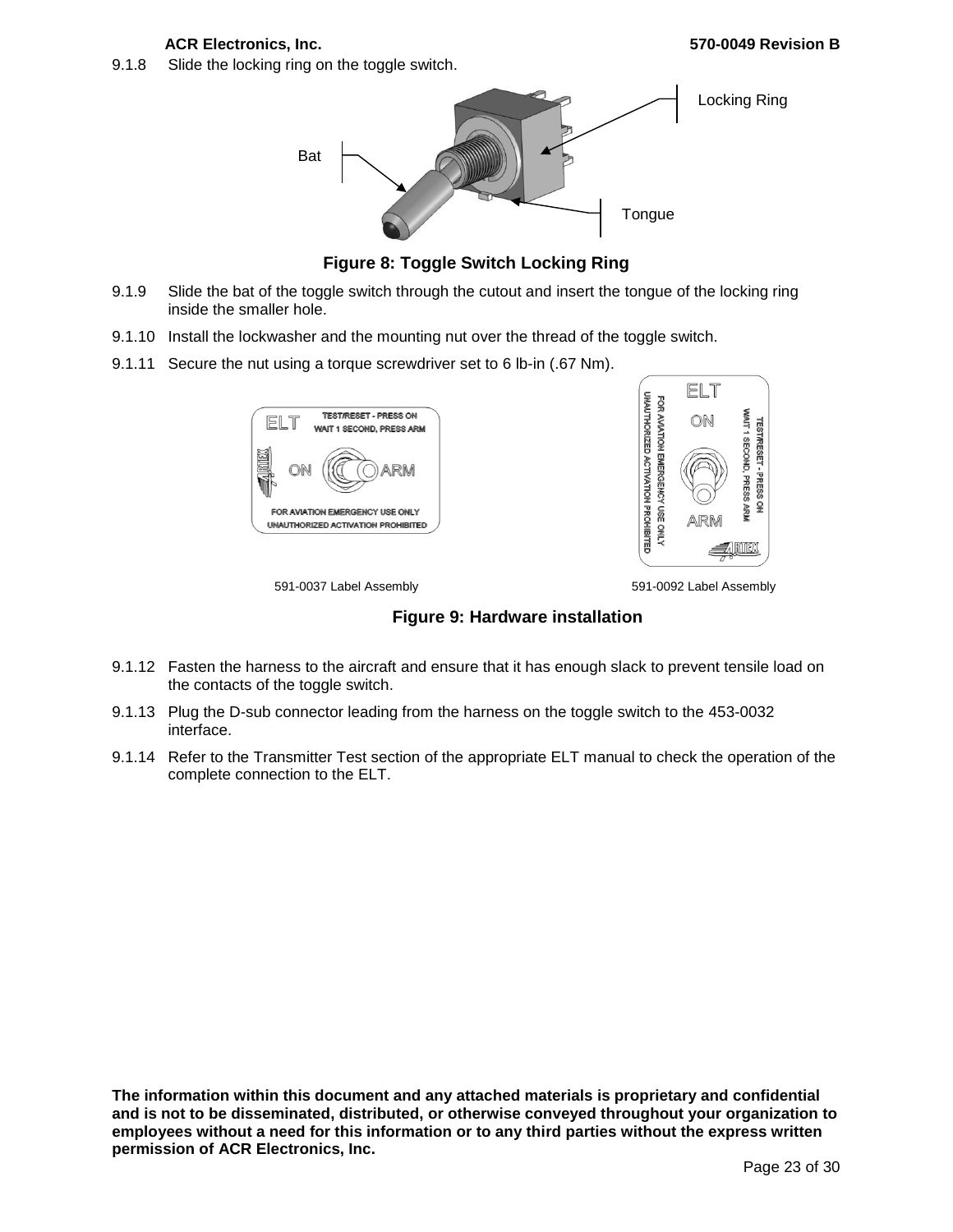9.1.8 Slide the locking ring on the toggle switch.

Figure 8: Toggle Switch Locking Ring

9.1.9 Slide the bat of the toggle switch through the cutout and insert the tongue of the locking ring inside the smaller hole.

9.1.10 Install the lockwasher and the mounting nut over the thread of the toggle switch.

9.1.11 Secure the nut using a torque screwdriver set to 6 lb-in (.67 Nm).

591-0037 Label Assembly

591-0092 Label Assembly

Figure 9: Hardware installation

9.1.12 Fasten the harness to the aircraft and ensure that it has enough slack to prevent tensile load on the contacts of the toggle switch.

9.1.13 Plug the D-sub connector leading from the harness on the toggle switch to the 453-0032 interface.

9.1.14 Refer to the Transmitter Test section of the appropriate ELT manual to check the operation of the complete connection to the ELT.

**The information within this document and any attached materials is proprietary and confidential and is not to be disseminated, distributed, or otherwise conveyed throughout your organization to employees without a need for this information or to any third parties without the express written permission of ACR Electronics, Inc.**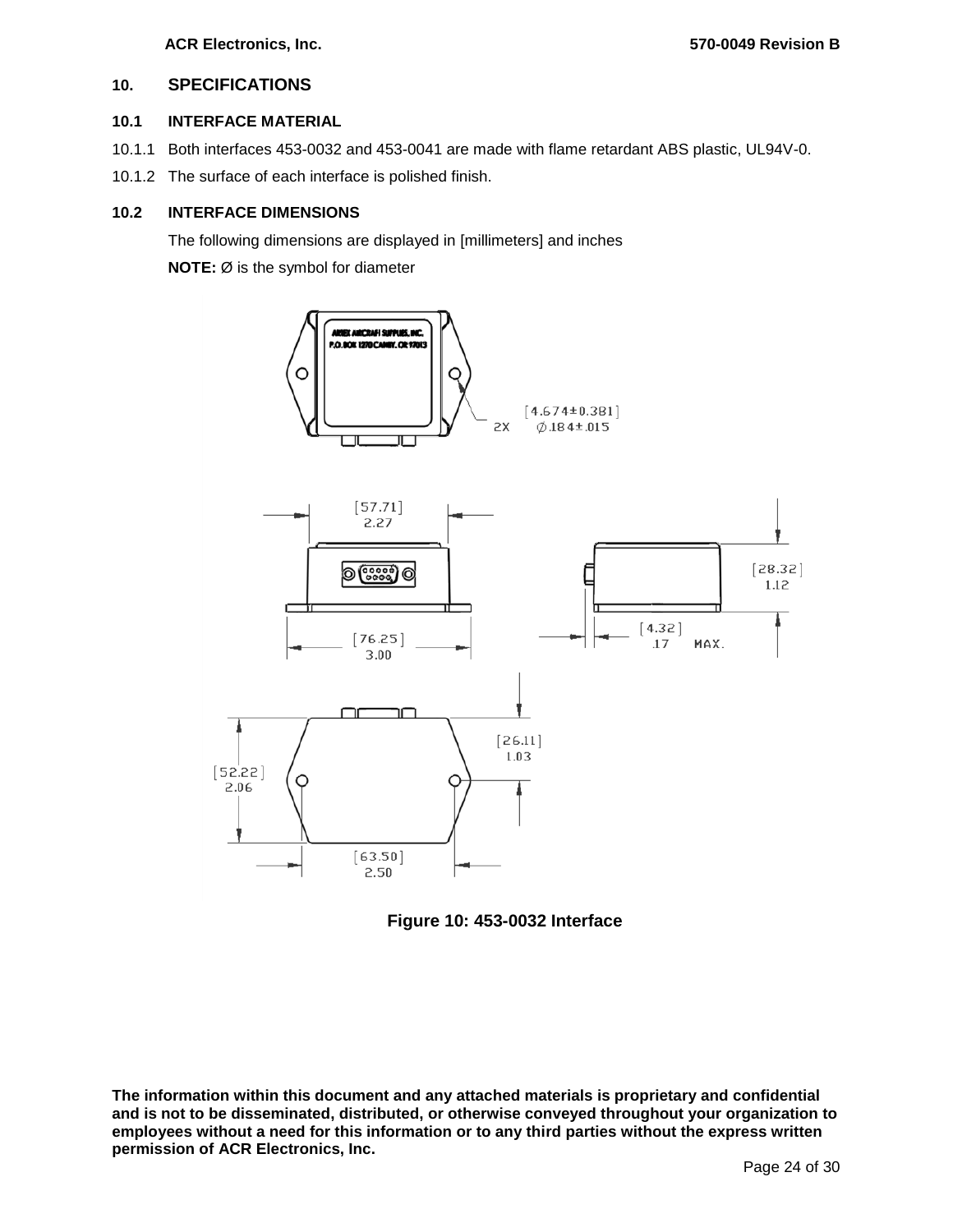## 10. SPECIFICATIONS

### 10.1 INTERFACE MATERIAL

10.1.1 Both interfaces 453-0032 and 453-0041 are made with flame retardant ABS plastic, UL94V-0.

10.1.2 The surface of each interface is polished finish.

### 10.2 INTERFACE DIMENSIONS

The following dimensions are displayed in [millimeters] and inches

**NOTE:** Ø is the symbol for diameter

**Figure 10: 453-0032 Interface**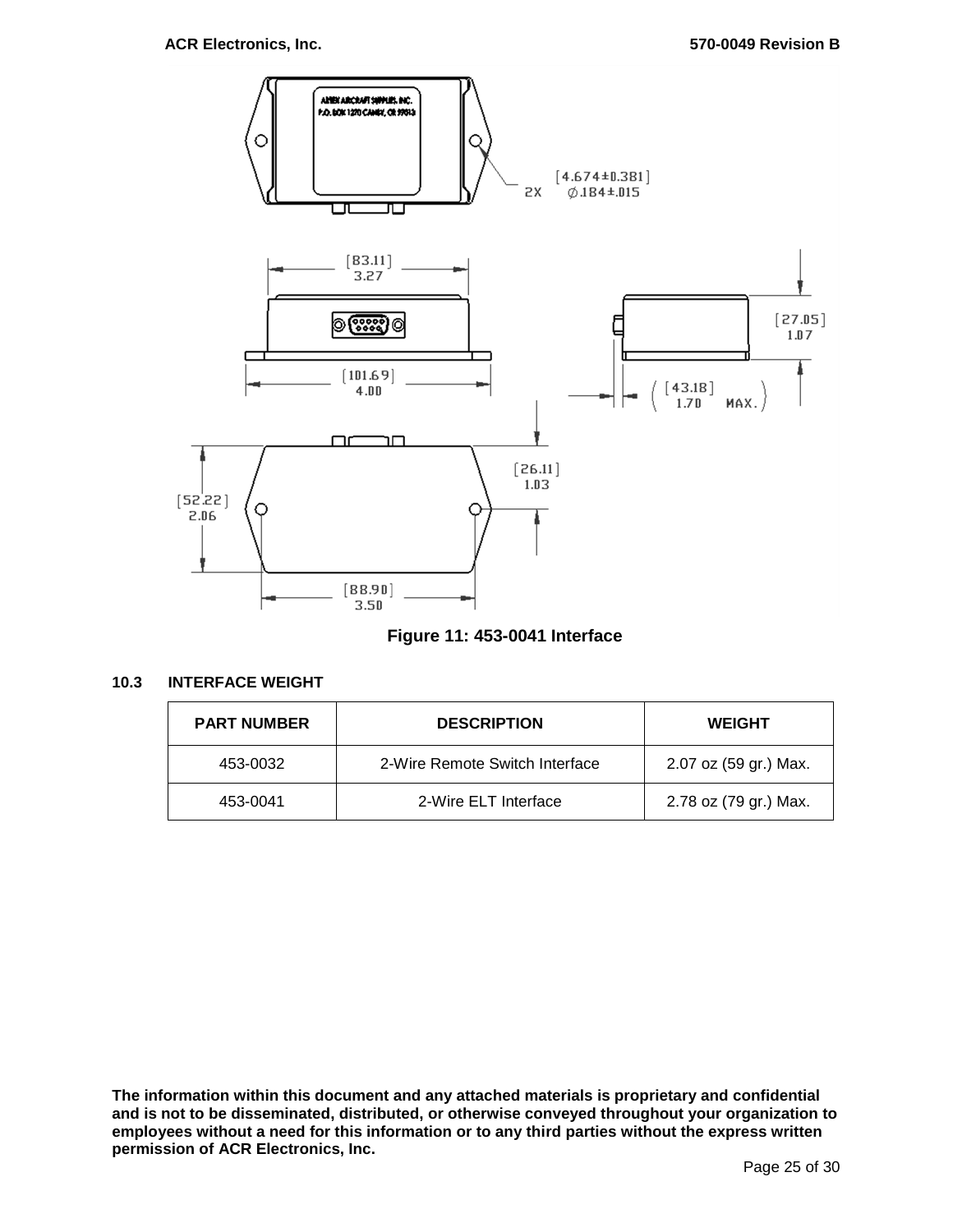Figure 11: 453-0041 Interface

### 10.3 INTERFACE WEIGHT

| PART NUMBER | DESCRIPTION | WEIGHT |
| --- | --- | --- |
| 453-0032 | 2-Wire Remote Switch Interface | 2.07 oz (59 gr.) Max. |
| 453-0041 | 2-Wire ELT Interface | 2.78 oz (79 gr.) Max. |

**The information within this document and any attached materials is proprietary and confidential and is not to be disseminated, distributed, or otherwise conveyed throughout your organization to employees without a need for this information or to any third parties without the express written permission of ACR Electronics, Inc.**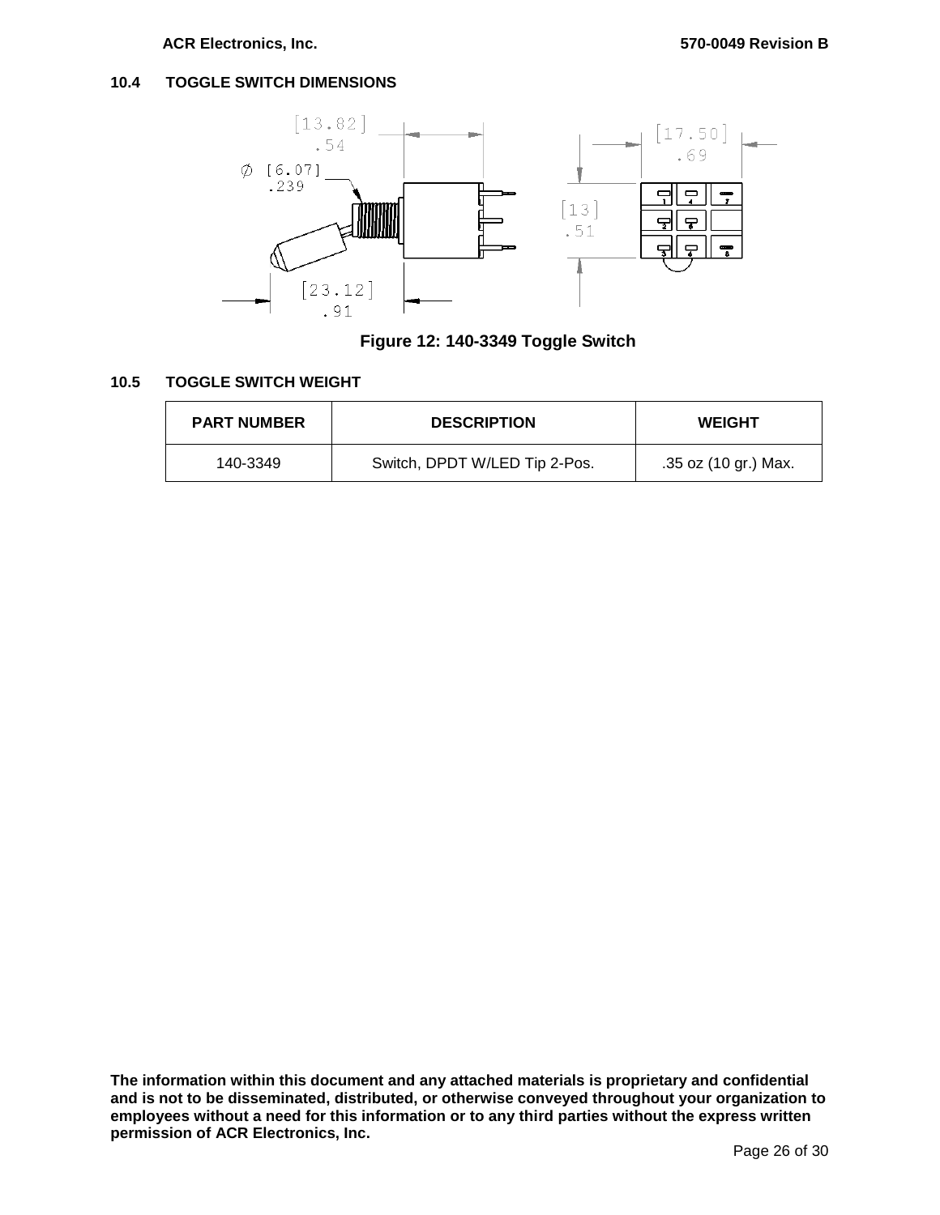### 10.4 TOGGLE SWITCH DIMENSIONS

Figure 12: 140-3349 Toggle Switch

### 10.5 TOGGLE SWITCH WEIGHT

| PART NUMBER | DESCRIPTION | WEIGHT |
|---|---|---|
| 140-3349 | Switch, DPDT W/LED Tip 2-Pos. | .35 oz (10 gr.) Max. |

**The information within this document and any attached materials is proprietary and confidential and is not to be disseminated, distributed, or otherwise conveyed throughout your organization to employees without a need for this information or to any third parties without the express written permission of ACR Electronics, Inc.**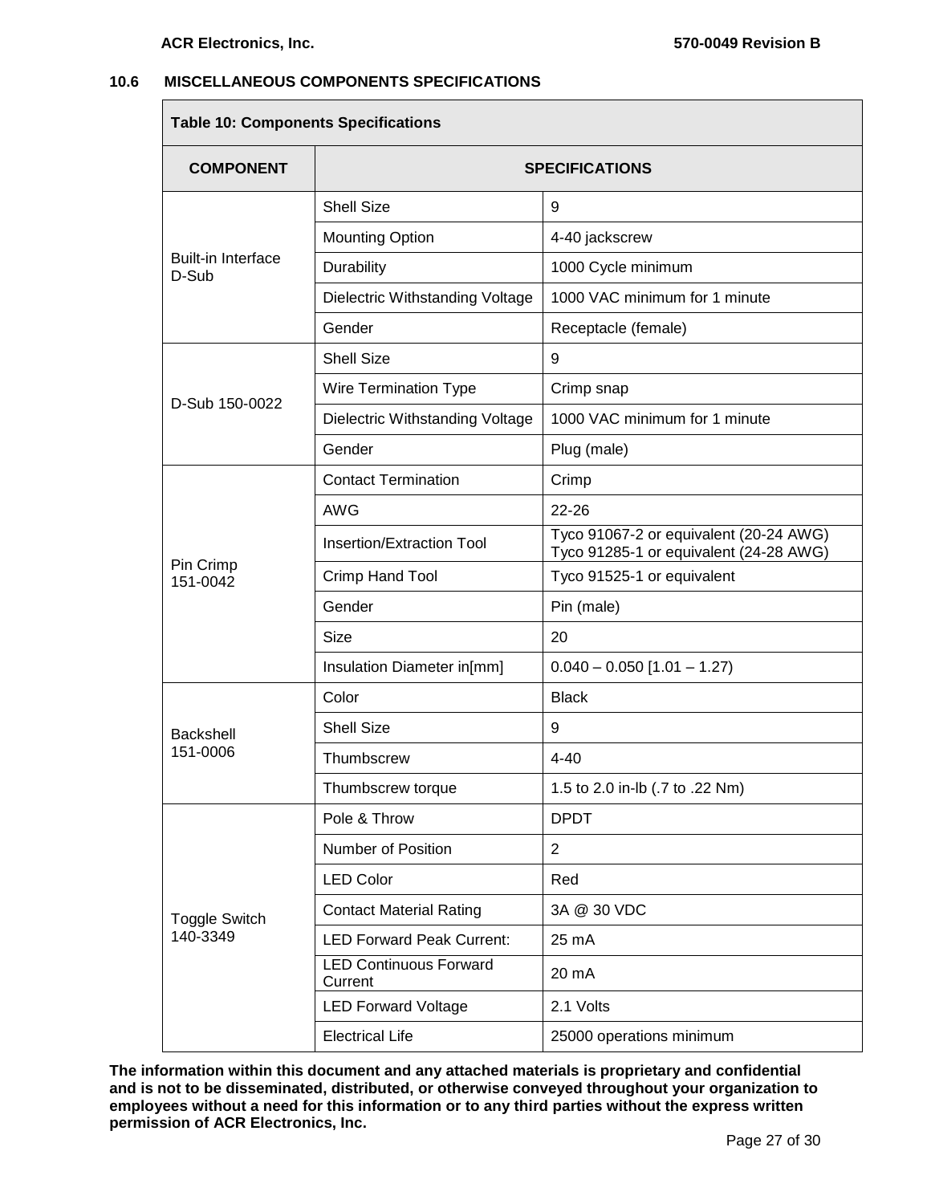### 10.6 MISCELLANEOUS COMPONENTS SPECIFICATIONS

**Table 10: Components Specifications**

| COMPONENT | SPECIFICATIONS | |
|---|---|---|
| Built-in Interface D-Sub | Shell Size | 9 |
| | Mounting Option | 4-40 jackscrew |
| | Durability | 1000 Cycle minimum |
| | Dielectric Withstanding Voltage | 1000 VAC minimum for 1 minute |
| | Gender | Receptacle (female) |
| D-Sub 150-0022 | Shell Size | 9 |
| | Wire Termination Type | Crimp snap |
| | Dielectric Withstanding Voltage | 1000 VAC minimum for 1 minute |
| | Gender | Plug (male) |
| Pin Crimp 151-0042 | Contact Termination | Crimp |
| | AWG | 22-26 |
| | Insertion/Extraction Tool | Tyco 91067-2 or equivalent (20-24 AWG) Tyco 91285-1 or equivalent (24-28 AWG) |
| | Crimp Hand Tool | Tyco 91525-1 or equivalent |
| | Gender | Pin (male) |
| | Size | 20 |
| | Insulation Diameter in[mm] | 0.040 – 0.050 [1.01 – 1.27) |
| Backshell 151-0006 | Color | Black |
| | Shell Size | 9 |
| | Thumbscrew | 4-40 |
| | Thumbscrew torque | 1.5 to 2.0 in-lb (.7 to .22 Nm) |
| Toggle Switch 140-3349 | Pole & Throw | DPDT |
| | Number of Position | 2 |
| | LED Color | Red |
| | Contact Material Rating | 3A @ 30 VDC |
| | LED Forward Peak Current: | 25 mA |
| | LED Continuous Forward Current | 20 mA |
| | LED Forward Voltage | 2.1 Volts |
| | Electrical Life | 25000 operations minimum |

**The information within this document and any attached materials is proprietary and confidential and is not to be disseminated, distributed, or otherwise conveyed throughout your organization to employees without a need for this information or to any third parties without the express written permission of ACR Electronics, Inc.**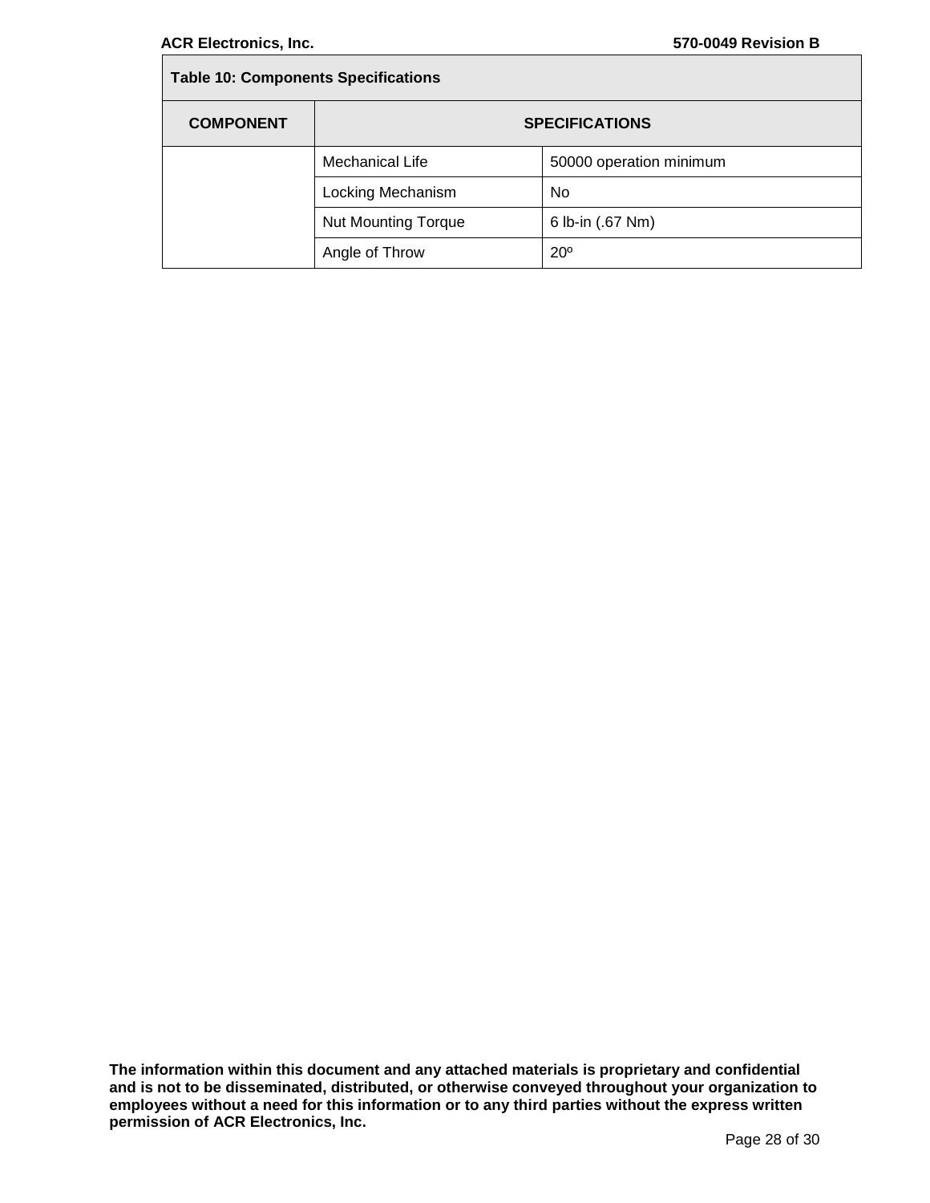**Table 10: Components Specifications**

| COMPONENT | SPECIFICATIONS | |
|---|---|---|
| | Mechanical Life | 50000 operation minimum |
| | Locking Mechanism | No |
| | Nut Mounting Torque | 6 lb-in (.67 Nm) |
| | Angle of Throw | 20º |

**The information within this document and any attached materials is proprietary and confidential and is not to be disseminated, distributed, or otherwise conveyed throughout your organization to employees without a need for this information or to any third parties without the express written permission of ACR Electronics, Inc.**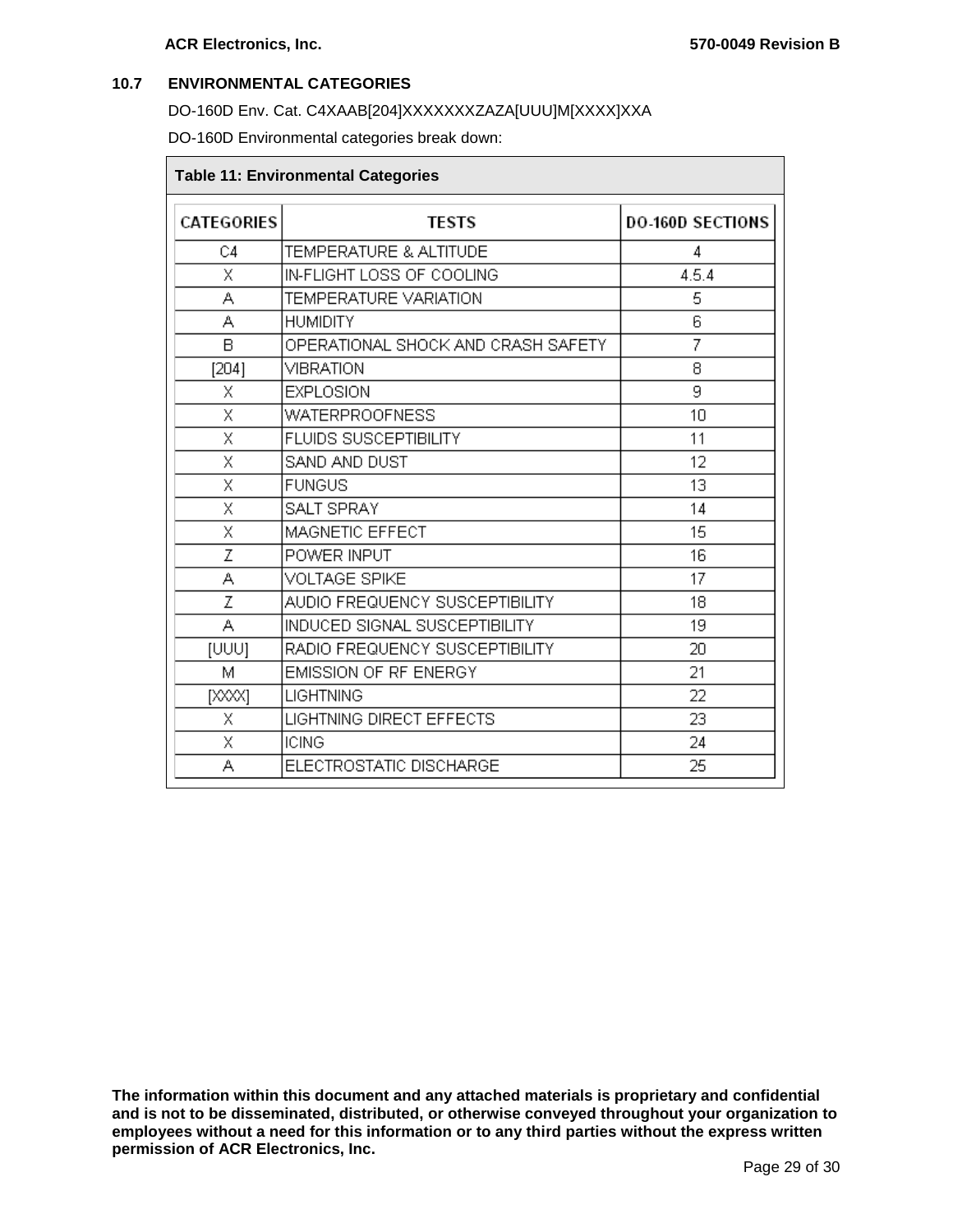## 10.7 ENVIRONMENTAL CATEGORIES

DO-160D Env. Cat. C4XAAB[204]XXXXXXXZAZA[UUU]M[XXXX]XXA

DO-160D Environmental categories break down:

**Table 11: Environmental Categories**

| CATEGORIES | TESTS | DO-160D SECTIONS |
|---|---|---|
| C4 | TEMPERATURE & ALTITUDE | 4 |
| X | IN-FLIGHT LOSS OF COOLING | 4.5.4 |
| A | TEMPERATURE VARIATION | 5 |
| A | HUMIDITY | 6 |
| B | OPERATIONAL SHOCK AND CRASH SAFETY | 7 |
| [204] | VIBRATION | 8 |
| X | EXPLOSION | 9 |
| X | WATERPROOFNESS | 10 |
| X | FLUIDS SUSCEPTIBILITY | 11 |
| X | SAND AND DUST | 12 |
| X | FUNGUS | 13 |
| X | SALT SPRAY | 14 |
| X | MAGNETIC EFFECT | 15 |
| Z | POWER INPUT | 16 |
| A | VOLTAGE SPIKE | 17 |
| Z | AUDIO FREQUENCY SUSCEPTIBILITY | 18 |
| A | INDUCED SIGNAL SUSCEPTIBILITY | 19 |
| [UUU] | RADIO FREQUENCY SUSCEPTIBILITY | 20 |
| M | EMISSION OF RF ENERGY | 21 |
| [XXXX] | LIGHTNING | 22 |
| X | LIGHTNING DIRECT EFFECTS | 23 |
| X | ICING | 24 |
| A | ELECTROSTATIC DISCHARGE | 25 |

**The information within this document and any attached materials is proprietary and confidential and is not to be disseminated, distributed, or otherwise conveyed throughout your organization to employees without a need for this information or to any third parties without the express written permission of ACR Electronics, Inc.**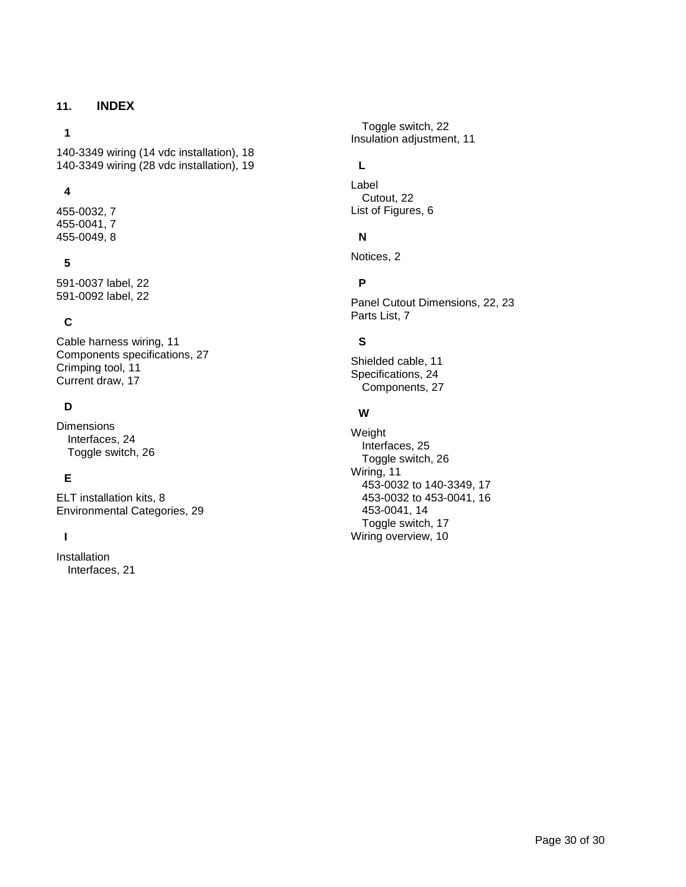## 11. INDEX

### 1

140-3349 wiring (14 vdc installation), 18
140-3349 wiring (28 vdc installation), 19

### 4

455-0032, 7
455-0041, 7
455-0049, 8

### 5

591-0037 label, 22
591-0092 label, 22

### C

Cable harness wiring, 11
Components specifications, 27
Crimping tool, 11
Current draw, 17

### D

Dimensions
  Interfaces, 24
  Toggle switch, 26

### E

ELT installation kits, 8
Environmental Categories, 29

### I

Installation
  Interfaces, 21
  Toggle switch, 22
Insulation adjustment, 11

### L

Label
  Cutout, 22
List of Figures, 6

### N

Notices, 2

### P

Panel Cutout Dimensions, 22, 23
Parts List, 7

### S

Shielded cable, 11
Specifications, 24
  Components, 27

### W

Weight
  Interfaces, 25
  Toggle switch, 26
Wiring, 11
  453-0032 to 140-3349, 17
  453-0032 to 453-0041, 16
  453-0041, 14
  Toggle switch, 17
Wiring overview, 10